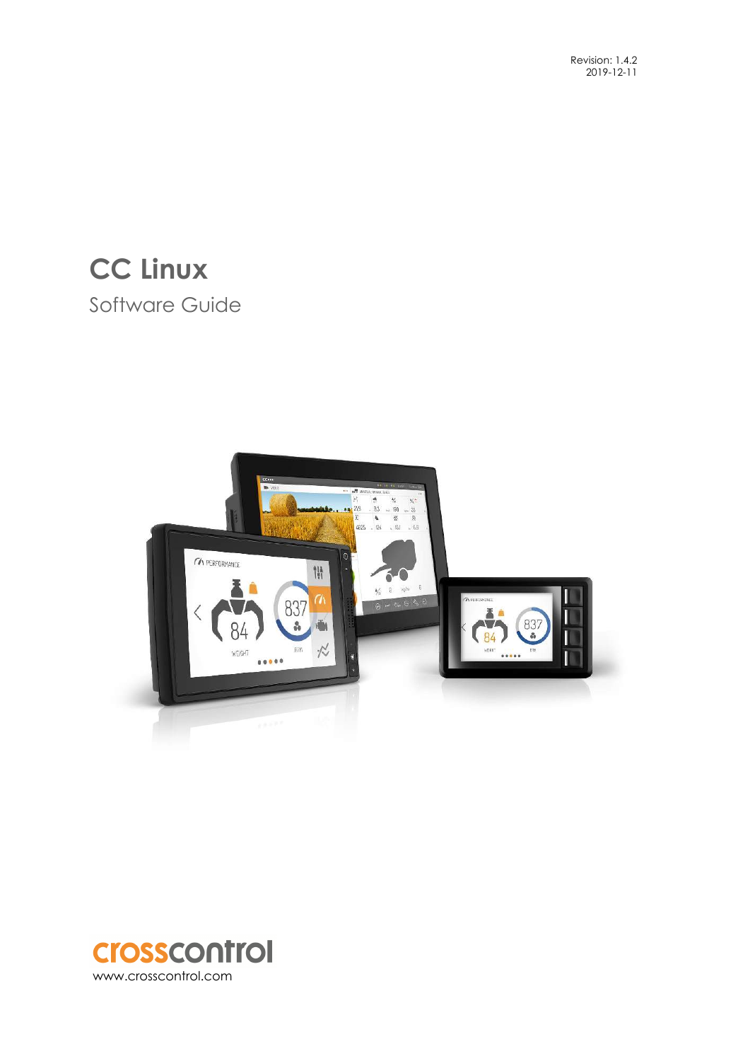Revision: 1.4.2
2019-12-11

# CC Linux

## Software Guide

crosscontrol
www.crosscontrol.com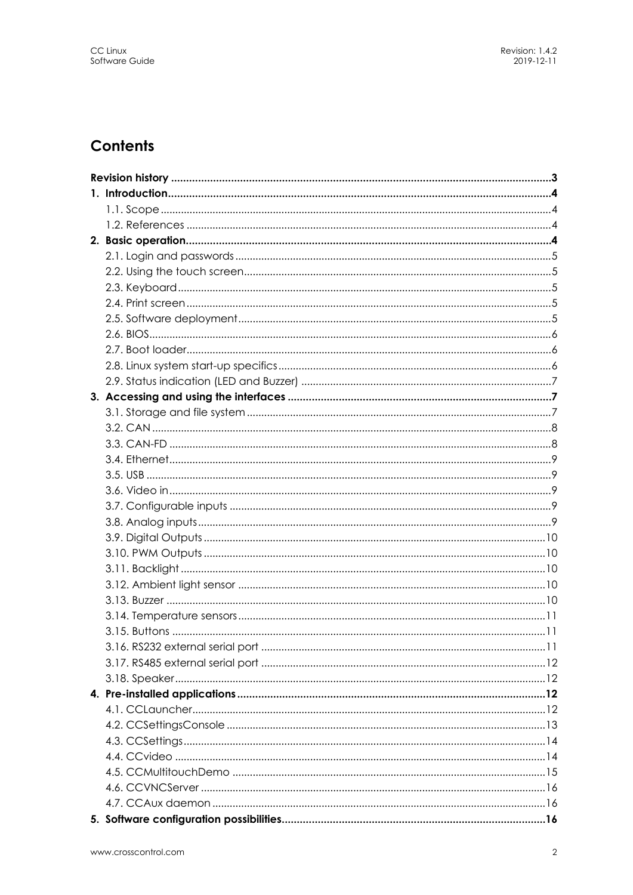# Contents

**Revision history** .......... **3**

**1. Introduction** .......... **4**

- 1.1. Scope .......... 4
- 1.2. References .......... 4

**2. Basic operation** .......... **4**

- 2.1. Login and passwords .......... 5
- 2.2. Using the touch screen .......... 5
- 2.3. Keyboard .......... 5
- 2.4. Print screen .......... 5
- 2.5. Software deployment .......... 5
- 2.6. BIOS .......... 6
- 2.7. Boot loader .......... 6
- 2.8. Linux system start-up specifics .......... 6
- 2.9. Status indication (LED and Buzzer) .......... 7

**3. Accessing and using the interfaces** .......... **7**

- 3.1. Storage and file system .......... 7
- 3.2. CAN .......... 8
- 3.3. CAN-FD .......... 8
- 3.4. Ethernet .......... 9
- 3.5. USB .......... 9
- 3.6. Video in .......... 9
- 3.7. Configurable inputs .......... 9
- 3.8. Analog inputs .......... 9
- 3.9. Digital Outputs .......... 10
- 3.10. PWM Outputs .......... 10
- 3.11. Backlight .......... 10
- 3.12. Ambient light sensor .......... 10
- 3.13. Buzzer .......... 10
- 3.14. Temperature sensors .......... 11
- 3.15. Buttons .......... 11
- 3.16. RS232 external serial port .......... 11
- 3.17. RS485 external serial port .......... 12
- 3.18. Speaker .......... 12

**4. Pre-installed applications** .......... **12**

- 4.1. CCLauncher .......... 12
- 4.2. CCSettingsConsole .......... 13
- 4.3. CCSettings .......... 14
- 4.4. CCvideo .......... 14
- 4.5. CCMultitouchDemo .......... 15
- 4.6. CCVNCServer .......... 16
- 4.7. CCAux daemon .......... 16

**5. Software configuration possibilities** .......... **16**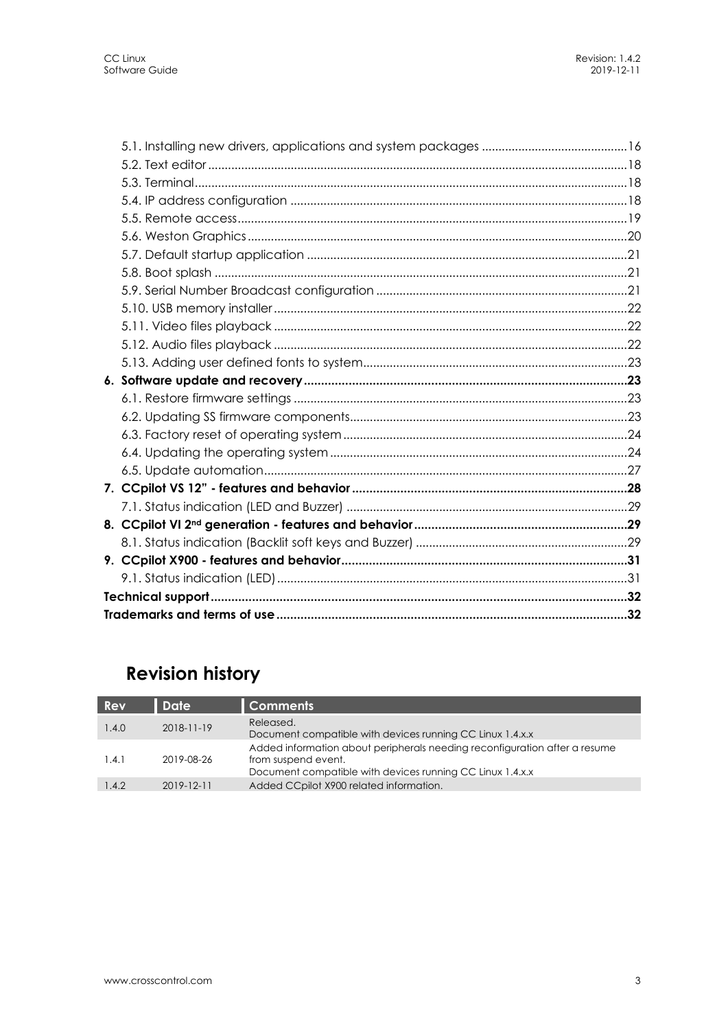5.1. Installing new drivers, applications and system packages ............................................16
5.2. Text editor ............................................................................................................18
5.3. Terminal..................................................................................................................18
5.4. IP address configuration .....................................................................................18
5.5. Remote access.....................................................................................................19
5.6. Weston Graphics ..................................................................................................20
5.7. Default startup application .................................................................................21
5.8. Boot splash ............................................................................................................21
5.9. Serial Number Broadcast configuration ............................................................21
5.10. USB memory installer..........................................................................................22
5.11. Video files playback ...........................................................................................22
5.12. Audio files playback ...........................................................................................22
5.13. Adding user defined fonts to system................................................................23

**6. Software update and recovery..............................................................................23**

6.1. Restore firmware settings .....................................................................................23
6.2. Updating SS firmware components....................................................................23
6.3. Factory reset of operating system ......................................................................24
6.4. Updating the operating system ..........................................................................24
6.5. Update automation..............................................................................................27

**7. CCpilot VS 12" - features and behavior ................................................................28**

7.1. Status indication (LED and Buzzer) .....................................................................29

**8. CCpilot VI 2nd generation - features and behavior..............................................29**

8.1. Status indication (Backlit soft keys and Buzzer) ................................................29

**9. CCpilot X900 - features and behavior...................................................................31**

9.1. Status indication (LED) .........................................................................................31

**Technical support.........................................................................................................32**

**Trademarks and terms of use......................................................................................32**

# Revision history

| Rev | Date | Comments |
|---|---|---|
| 1.4.0 | 2018-11-19 | Released.<br>Document compatible with devices running CC Linux 1.4.x.x |
| 1.4.1 | 2019-08-26 | Added information about peripherals needing reconfiguration after a resume from suspend event.<br>Document compatible with devices running CC Linux 1.4.x.x |
| 1.4.2 | 2019-12-11 | Added CCpilot X900 related information. |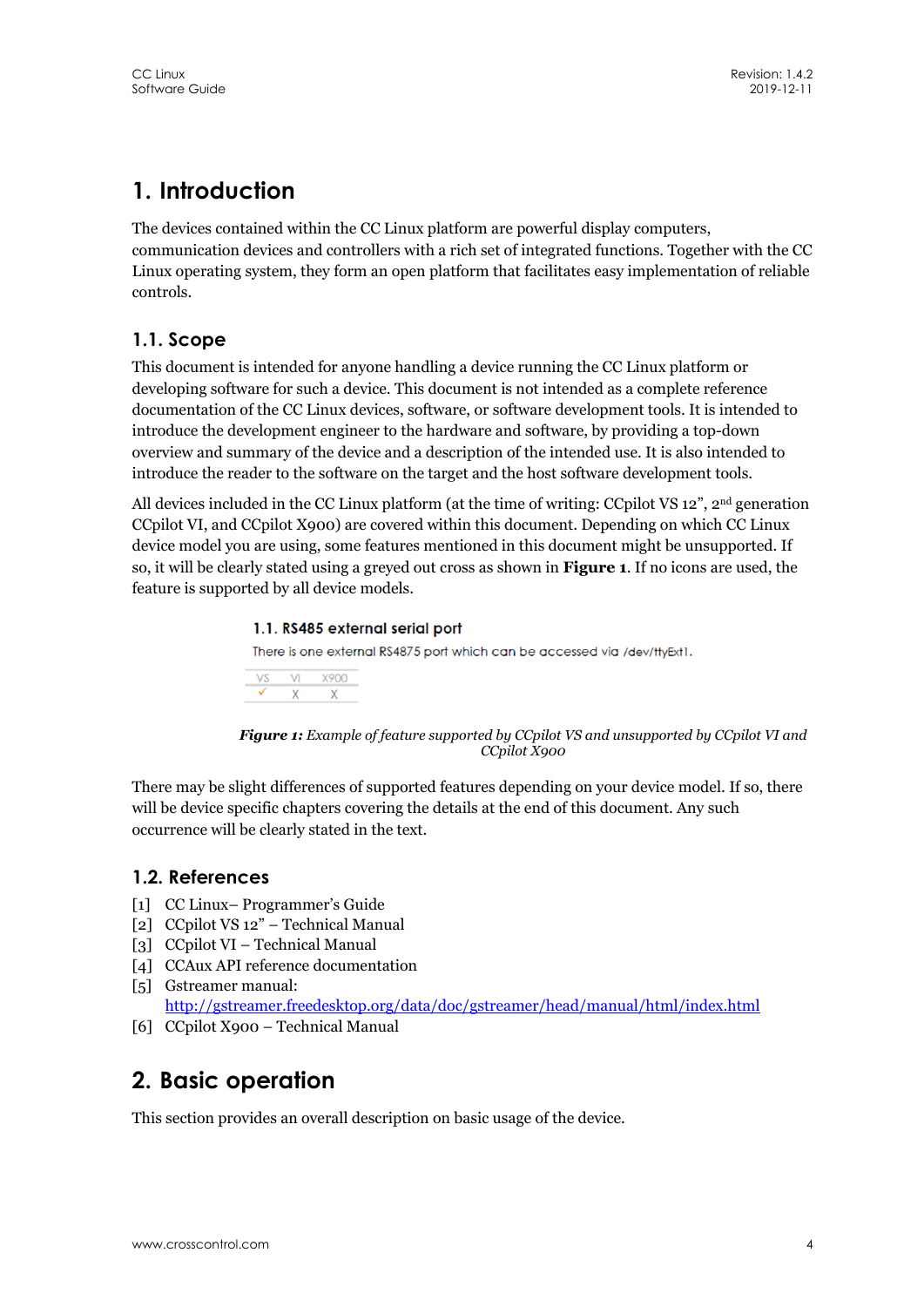# 1. Introduction

The devices contained within the CC Linux platform are powerful display computers, communication devices and controllers with a rich set of integrated functions. Together with the CC Linux operating system, they form an open platform that facilitates easy implementation of reliable controls.

## 1.1. Scope

This document is intended for anyone handling a device running the CC Linux platform or developing software for such a device. This document is not intended as a complete reference documentation of the CC Linux devices, software, or software development tools. It is intended to introduce the development engineer to the hardware and software, by providing a top-down overview and summary of the device and a description of the intended use. It is also intended to introduce the reader to the software on the target and the host software development tools.

All devices included in the CC Linux platform (at the time of writing: CCpilot VS 12", 2nd generation CCpilot VI, and CCpilot X900) are covered within this document. Depending on which CC Linux device model you are using, some features mentioned in this document might be unsupported. If so, it will be clearly stated using a greyed out cross as shown in **Figure 1**. If no icons are used, the feature is supported by all device models.

**1.1. RS485 external serial port**

There is one external RS4875 port which can be accessed via /dev/ttyExt1.

| VS | VI | X900 |
|---|---|---|
| ✓ | X | X |

***Figure 1:*** *Example of feature supported by CCpilot VS and unsupported by CCpilot VI and CCpilot X900*

There may be slight differences of supported features depending on your device model. If so, there will be device specific chapters covering the details at the end of this document. Any such occurrence will be clearly stated in the text.

## 1.2. References

[1] CC Linux– Programmer's Guide
[2] CCpilot VS 12" – Technical Manual
[3] CCpilot VI – Technical Manual
[4] CCAux API reference documentation
[5] Gstreamer manual: http://gstreamer.freedesktop.org/data/doc/gstreamer/head/manual/html/index.html
[6] CCpilot X900 – Technical Manual

# 2. Basic operation

This section provides an overall description on basic usage of the device.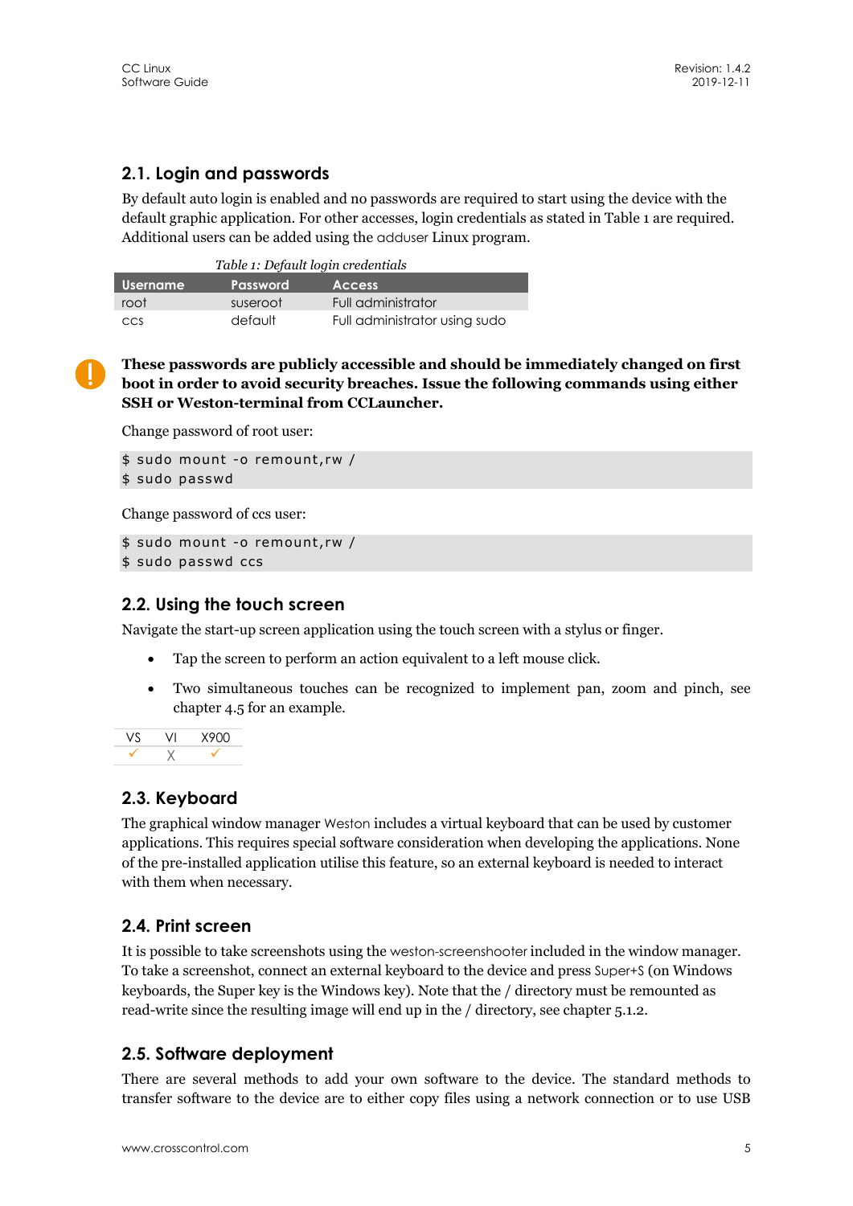## 2.1. Login and passwords

By default auto login is enabled and no passwords are required to start using the device with the default graphic application. For other accesses, login credentials as stated in Table 1 are required. Additional users can be added using the adduser Linux program.

*Table 1: Default login credentials*

| Username | Password | Access |
|---|---|---|
| root | suseroot | Full administrator |
| ccs | default | Full administrator using sudo |

**These passwords are publicly accessible and should be immediately changed on first boot in order to avoid security breaches. Issue the following commands using either SSH or Weston-terminal from CCLauncher.**

Change password of root user:

```
$ sudo mount -o remount,rw /
$ sudo passwd
```

Change password of ccs user:

```
$ sudo mount -o remount,rw /
$ sudo passwd ccs
```

## 2.2. Using the touch screen

Navigate the start-up screen application using the touch screen with a stylus or finger.

- Tap the screen to perform an action equivalent to a left mouse click.
- Two simultaneous touches can be recognized to implement pan, zoom and pinch, see chapter 4.5 for an example.

| VS | VI | X900 |
|---|---|---|
| ✓ | X | ✓ |

## 2.3. Keyboard

The graphical window manager Weston includes a virtual keyboard that can be used by customer applications. This requires special software consideration when developing the applications. None of the pre-installed application utilise this feature, so an external keyboard is needed to interact with them when necessary.

## 2.4. Print screen

It is possible to take screenshots using the weston-screenshooter included in the window manager. To take a screenshot, connect an external keyboard to the device and press Super+S (on Windows keyboards, the Super key is the Windows key). Note that the / directory must be remounted as read-write since the resulting image will end up in the / directory, see chapter 5.1.2.

## 2.5. Software deployment

There are several methods to add your own software to the device. The standard methods to transfer software to the device are to either copy files using a network connection or to use USB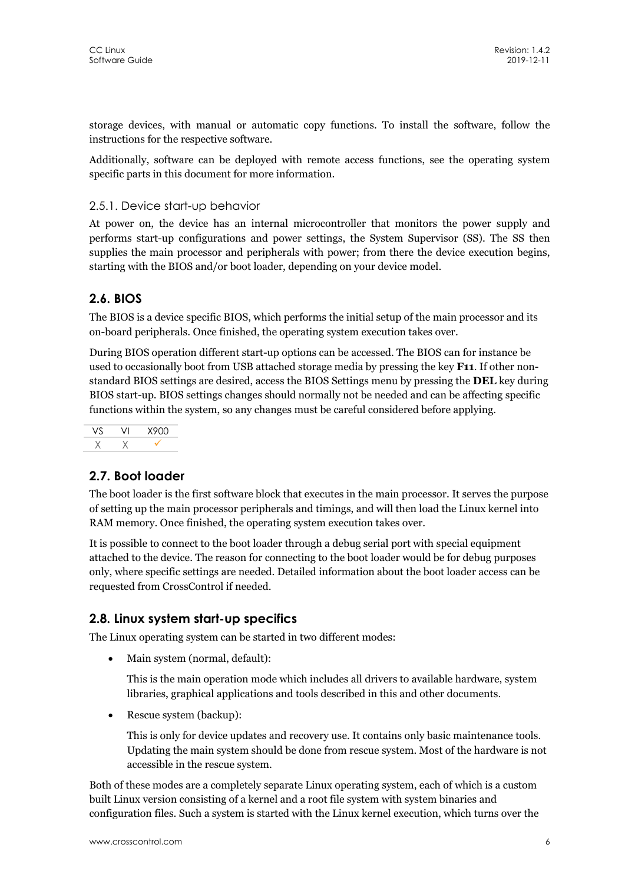storage devices, with manual or automatic copy functions. To install the software, follow the instructions for the respective software.

Additionally, software can be deployed with remote access functions, see the operating system specific parts in this document for more information.

### 2.5.1. Device start-up behavior

At power on, the device has an internal microcontroller that monitors the power supply and performs start-up configurations and power settings, the System Supervisor (SS). The SS then supplies the main processor and peripherals with power; from there the device execution begins, starting with the BIOS and/or boot loader, depending on your device model.

## 2.6. BIOS

The BIOS is a device specific BIOS, which performs the initial setup of the main processor and its on-board peripherals. Once finished, the operating system execution takes over.

During BIOS operation different start-up options can be accessed. The BIOS can for instance be used to occasionally boot from USB attached storage media by pressing the key **F11**. If other non-standard BIOS settings are desired, access the BIOS Settings menu by pressing the **DEL** key during BIOS start-up. BIOS settings changes should normally not be needed and can be affecting specific functions within the system, so any changes must be careful considered before applying.

| VS | VI | X900 |
|---|---|---|
| X | X | ✓ |

## 2.7. Boot loader

The boot loader is the first software block that executes in the main processor. It serves the purpose of setting up the main processor peripherals and timings, and will then load the Linux kernel into RAM memory. Once finished, the operating system execution takes over.

It is possible to connect to the boot loader through a debug serial port with special equipment attached to the device. The reason for connecting to the boot loader would be for debug purposes only, where specific settings are needed. Detailed information about the boot loader access can be requested from CrossControl if needed.

## 2.8. Linux system start-up specifics

The Linux operating system can be started in two different modes:

- Main system (normal, default):

  This is the main operation mode which includes all drivers to available hardware, system libraries, graphical applications and tools described in this and other documents.

- Rescue system (backup):

  This is only for device updates and recovery use. It contains only basic maintenance tools. Updating the main system should be done from rescue system. Most of the hardware is not accessible in the rescue system.

Both of these modes are a completely separate Linux operating system, each of which is a custom built Linux version consisting of a kernel and a root file system with system binaries and configuration files. Such a system is started with the Linux kernel execution, which turns over the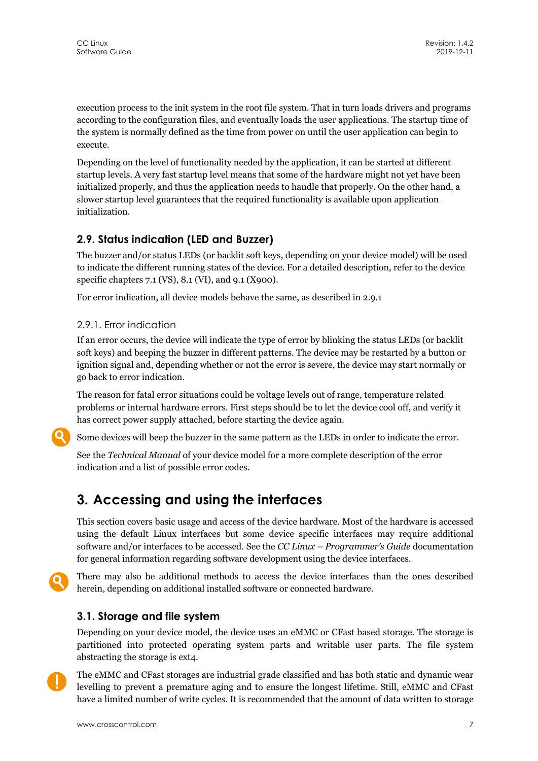execution process to the init system in the root file system. That in turn loads drivers and programs according to the configuration files, and eventually loads the user applications. The startup time of the system is normally defined as the time from power on until the user application can begin to execute.

Depending on the level of functionality needed by the application, it can be started at different startup levels. A very fast startup level means that some of the hardware might not yet have been initialized properly, and thus the application needs to handle that properly. On the other hand, a slower startup level guarantees that the required functionality is available upon application initialization.

## 2.9. Status indication (LED and Buzzer)

The buzzer and/or status LEDs (or backlit soft keys, depending on your device model) will be used to indicate the different running states of the device. For a detailed description, refer to the device specific chapters 7.1 (VS), 8.1 (VI), and 9.1 (X900).

For error indication, all device models behave the same, as described in 2.9.1

### 2.9.1. Error indication

If an error occurs, the device will indicate the type of error by blinking the status LEDs (or backlit soft keys) and beeping the buzzer in different patterns. The device may be restarted by a button or ignition signal and, depending whether or not the error is severe, the device may start normally or go back to error indication.

The reason for fatal error situations could be voltage levels out of range, temperature related problems or internal hardware errors. First steps should be to let the device cool off, and verify it has correct power supply attached, before starting the device again.

Some devices will beep the buzzer in the same pattern as the LEDs in order to indicate the error.

See the *Technical Manual* of your device model for a more complete description of the error indication and a list of possible error codes.

# 3. Accessing and using the interfaces

This section covers basic usage and access of the device hardware. Most of the hardware is accessed using the default Linux interfaces but some device specific interfaces may require additional software and/or interfaces to be accessed. See the *CC Linux – Programmer's Guide* documentation for general information regarding software development using the device interfaces.

There may also be additional methods to access the device interfaces than the ones described herein, depending on additional installed software or connected hardware.

## 3.1. Storage and file system

Depending on your device model, the device uses an eMMC or CFast based storage. The storage is partitioned into protected operating system parts and writable user parts. The file system abstracting the storage is ext4.

The eMMC and CFast storages are industrial grade classified and has both static and dynamic wear levelling to prevent a premature aging and to ensure the longest lifetime. Still, eMMC and CFast have a limited number of write cycles. It is recommended that the amount of data written to storage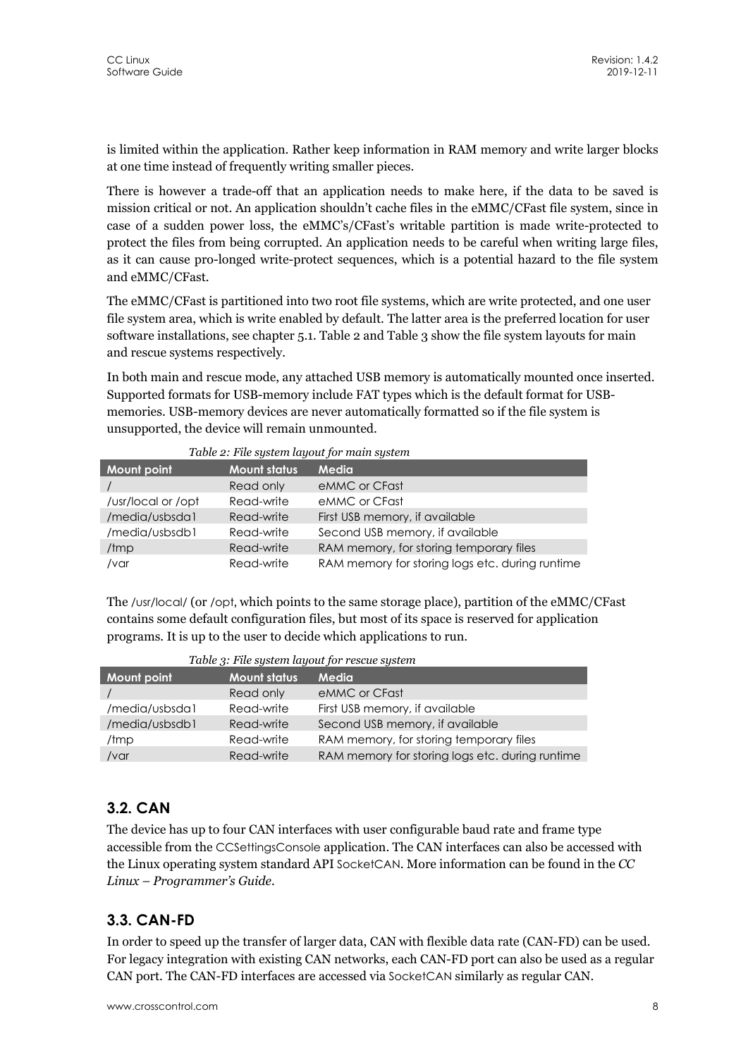is limited within the application. Rather keep information in RAM memory and write larger blocks at one time instead of frequently writing smaller pieces.

There is however a trade-off that an application needs to make here, if the data to be saved is mission critical or not. An application shouldn't cache files in the eMMC/CFast file system, since in case of a sudden power loss, the eMMC's/CFast's writable partition is made write-protected to protect the files from being corrupted. An application needs to be careful when writing large files, as it can cause pro-longed write-protect sequences, which is a potential hazard to the file system and eMMC/CFast.

The eMMC/CFast is partitioned into two root file systems, which are write protected, and one user file system area, which is write enabled by default. The latter area is the preferred location for user software installations, see chapter 5.1. Table 2 and Table 3 show the file system layouts for main and rescue systems respectively.

In both main and rescue mode, any attached USB memory is automatically mounted once inserted. Supported formats for USB-memory include FAT types which is the default format for USB-memories. USB-memory devices are never automatically formatted so if the file system is unsupported, the device will remain unmounted.

*Table 2: File system layout for main system*

| Mount point | Mount status | Media |
|---|---|---|
| / | Read only | eMMC or CFast |
| /usr/local or /opt | Read-write | eMMC or CFast |
| /media/usbsda1 | Read-write | First USB memory, if available |
| /media/usbsdb1 | Read-write | Second USB memory, if available |
| /tmp | Read-write | RAM memory, for storing temporary files |
| /var | Read-write | RAM memory for storing logs etc. during runtime |

The /usr/local/ (or /opt, which points to the same storage place), partition of the eMMC/CFast contains some default configuration files, but most of its space is reserved for application programs. It is up to the user to decide which applications to run.

*Table 3: File system layout for rescue system*

| Mount point | Mount status | Media |
|---|---|---|
| / | Read only | eMMC or CFast |
| /media/usbsda1 | Read-write | First USB memory, if available |
| /media/usbsdb1 | Read-write | Second USB memory, if available |
| /tmp | Read-write | RAM memory, for storing temporary files |
| /var | Read-write | RAM memory for storing logs etc. during runtime |

## 3.2. CAN

The device has up to four CAN interfaces with user configurable baud rate and frame type accessible from the CCSettingsConsole application. The CAN interfaces can also be accessed with the Linux operating system standard API SocketCAN. More information can be found in the *CC Linux – Programmer's Guide*.

## 3.3. CAN-FD

In order to speed up the transfer of larger data, CAN with flexible data rate (CAN-FD) can be used. For legacy integration with existing CAN networks, each CAN-FD port can also be used as a regular CAN port. The CAN-FD interfaces are accessed via SocketCAN similarly as regular CAN.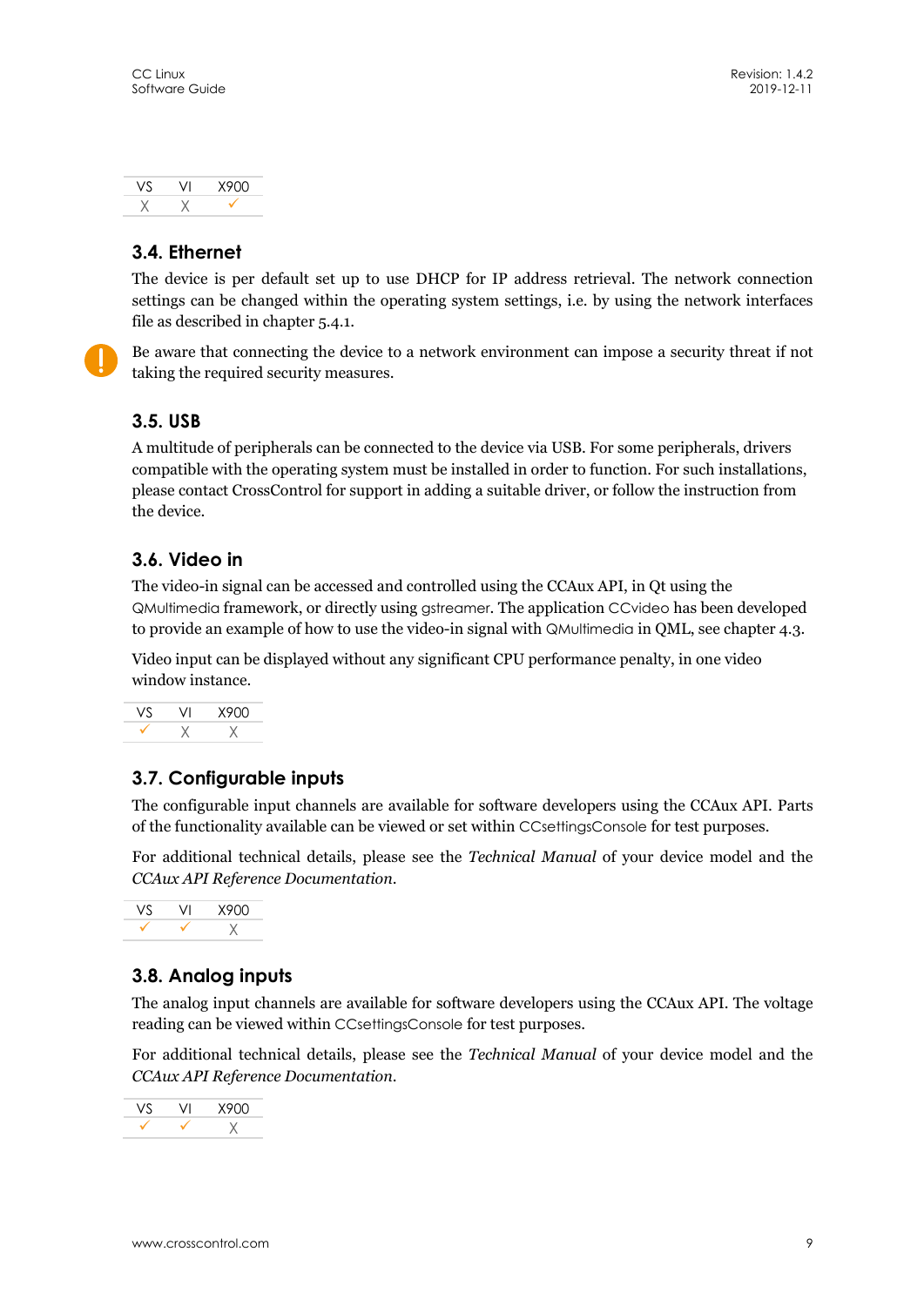| VS | VI | X900 |
|---|---|---|
| X | X | ✓ |

## 3.4. Ethernet

The device is per default set up to use DHCP for IP address retrieval. The network connection settings can be changed within the operating system settings, i.e. by using the network interfaces file as described in chapter 5.4.1.

Be aware that connecting the device to a network environment can impose a security threat if not taking the required security measures.

## 3.5. USB

A multitude of peripherals can be connected to the device via USB. For some peripherals, drivers compatible with the operating system must be installed in order to function. For such installations, please contact CrossControl for support in adding a suitable driver, or follow the instruction from the device.

## 3.6. Video in

The video-in signal can be accessed and controlled using the CCAux API, in Qt using the QMultimedia framework, or directly using gstreamer. The application CCvideo has been developed to provide an example of how to use the video-in signal with QMultimedia in QML, see chapter 4.3.

Video input can be displayed without any significant CPU performance penalty, in one video window instance.

| VS | VI | X900 |
|---|---|---|
| ✓ | X | X |

## 3.7. Configurable inputs

The configurable input channels are available for software developers using the CCAux API. Parts of the functionality available can be viewed or set within CCsettingsConsole for test purposes.

For additional technical details, please see the *Technical Manual* of your device model and the *CCAux API Reference Documentation*.

| VS | VI | X900 |
|---|---|---|
| ✓ | ✓ | X |

## 3.8. Analog inputs

The analog input channels are available for software developers using the CCAux API. The voltage reading can be viewed within CCsettingsConsole for test purposes.

For additional technical details, please see the *Technical Manual* of your device model and the *CCAux API Reference Documentation*.

| VS | VI | X900 |
|---|---|---|
| ✓ | ✓ | X |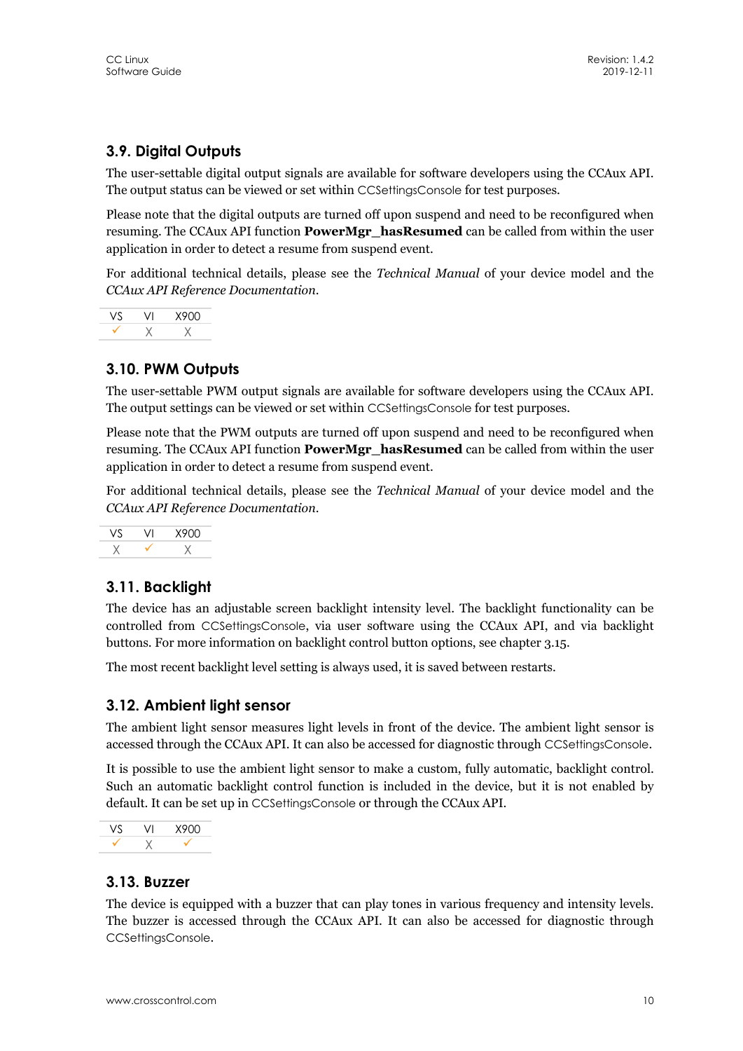## 3.9. Digital Outputs

The user-settable digital output signals are available for software developers using the CCAux API. The output status can be viewed or set within CCSettingsConsole for test purposes.

Please note that the digital outputs are turned off upon suspend and need to be reconfigured when resuming. The CCAux API function **PowerMgr_hasResumed** can be called from within the user application in order to detect a resume from suspend event.

For additional technical details, please see the *Technical Manual* of your device model and the *CCAux API Reference Documentation*.

| VS | VI | X900 |
|---|---|---|
| ✓ | X | X |

## 3.10. PWM Outputs

The user-settable PWM output signals are available for software developers using the CCAux API. The output settings can be viewed or set within CCSettingsConsole for test purposes.

Please note that the PWM outputs are turned off upon suspend and need to be reconfigured when resuming. The CCAux API function **PowerMgr_hasResumed** can be called from within the user application in order to detect a resume from suspend event.

For additional technical details, please see the *Technical Manual* of your device model and the *CCAux API Reference Documentation*.

| VS | VI | X900 |
|---|---|---|
| X | ✓ | X |

## 3.11. Backlight

The device has an adjustable screen backlight intensity level. The backlight functionality can be controlled from CCSettingsConsole, via user software using the CCAux API, and via backlight buttons. For more information on backlight control button options, see chapter 3.15.

The most recent backlight level setting is always used, it is saved between restarts.

## 3.12. Ambient light sensor

The ambient light sensor measures light levels in front of the device. The ambient light sensor is accessed through the CCAux API. It can also be accessed for diagnostic through CCSettingsConsole.

It is possible to use the ambient light sensor to make a custom, fully automatic, backlight control. Such an automatic backlight control function is included in the device, but it is not enabled by default. It can be set up in CCSettingsConsole or through the CCAux API.

| VS | VI | X900 |
|---|---|---|
| ✓ | X | ✓ |

## 3.13. Buzzer

The device is equipped with a buzzer that can play tones in various frequency and intensity levels. The buzzer is accessed through the CCAux API. It can also be accessed for diagnostic through CCSettingsConsole.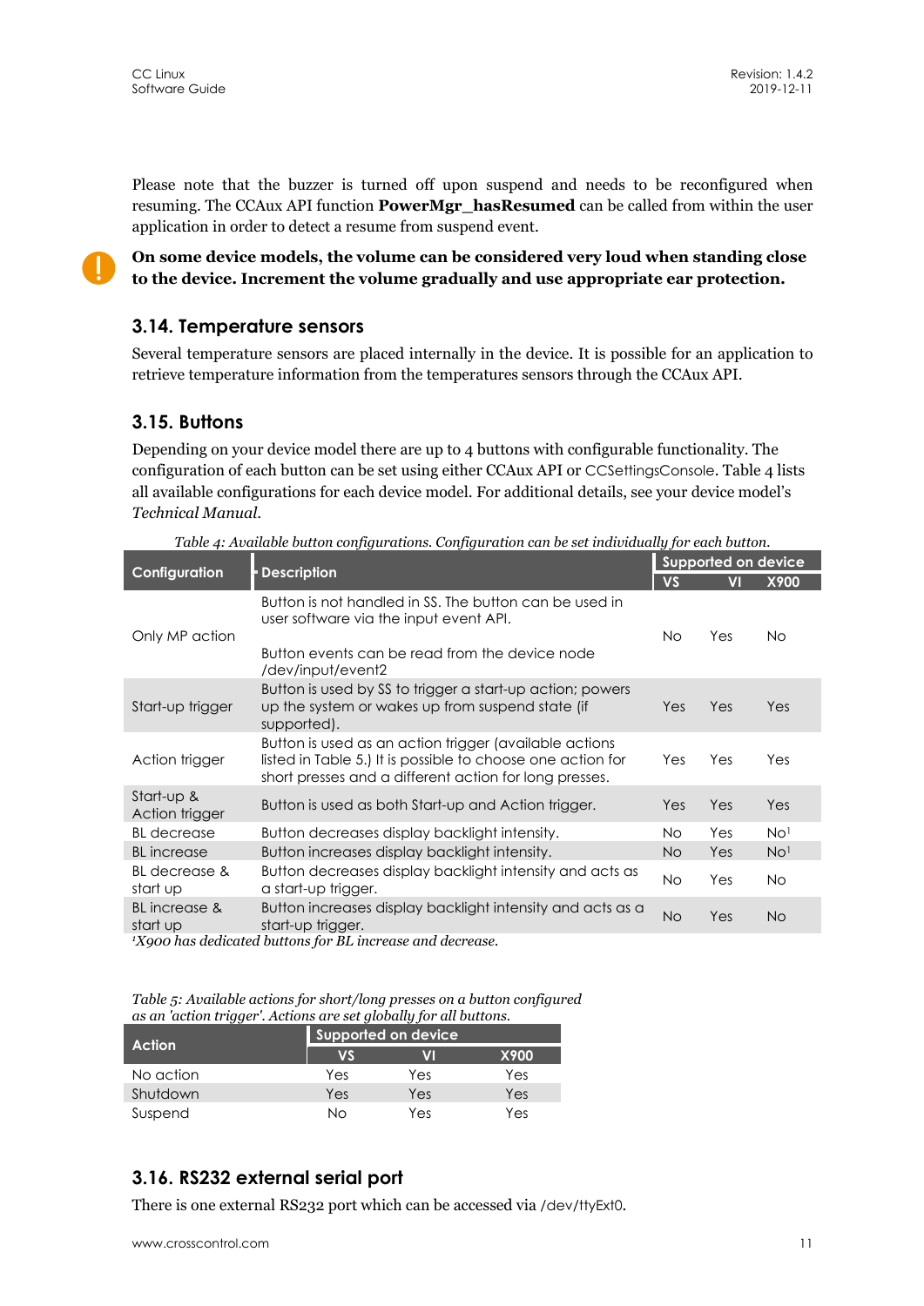Please note that the buzzer is turned off upon suspend and needs to be reconfigured when resuming. The CCAux API function **PowerMgr_hasResumed** can be called from within the user application in order to detect a resume from suspend event.

**On some device models, the volume can be considered very loud when standing close to the device. Increment the volume gradually and use appropriate ear protection.**

## 3.14. Temperature sensors

Several temperature sensors are placed internally in the device. It is possible for an application to retrieve temperature information from the temperatures sensors through the CCAux API.

## 3.15. Buttons

Depending on your device model there are up to 4 buttons with configurable functionality. The configuration of each button can be set using either CCAux API or CCSettingsConsole. Table 4 lists all available configurations for each device model. For additional details, see your device model's *Technical Manual*.

*Table 4: Available button configurations. Configuration can be set individually for each button.*

| Configuration | Description | Supported on device | | |
|---|---|---|---|---|
| | | VS | VI | X900 |
| Only MP action | Button is not handled in SS. The button can be used in user software via the input event API.<br><br>Button events can be read from the device node /dev/input/event2 | No | Yes | No |
| Start-up trigger | Button is used by SS to trigger a start-up action; powers up the system or wakes up from suspend state (if supported). | Yes | Yes | Yes |
| Action trigger | Button is used as an action trigger (available actions listed in Table 5.) It is possible to choose one action for short presses and a different action for long presses. | Yes | Yes | Yes |
| Start-up & Action trigger | Button is used as both Start-up and Action trigger. | Yes | Yes | Yes |
| BL decrease | Button decreases display backlight intensity. | No | Yes | No[1] |
| BL increase | Button increases display backlight intensity. | No | Yes | No[1] |
| BL decrease & start up | Button decreases display backlight intensity and acts as a start-up trigger. | No | Yes | No |
| BL increase & start up | Button increases display backlight intensity and acts as a start-up trigger. | No | Yes | No |

*[1]X900 has dedicated buttons for BL increase and decrease.*

*Table 5: Available actions for short/long presses on a button configured as an 'action trigger'. Actions are set globally for all buttons.*

| Action | Supported on device | | |
|---|---|---|---|
| | VS | VI | X900 |
| No action | Yes | Yes | Yes |
| Shutdown | Yes | Yes | Yes |
| Suspend | No | Yes | Yes |

## 3.16. RS232 external serial port

There is one external RS232 port which can be accessed via /dev/ttyExt0.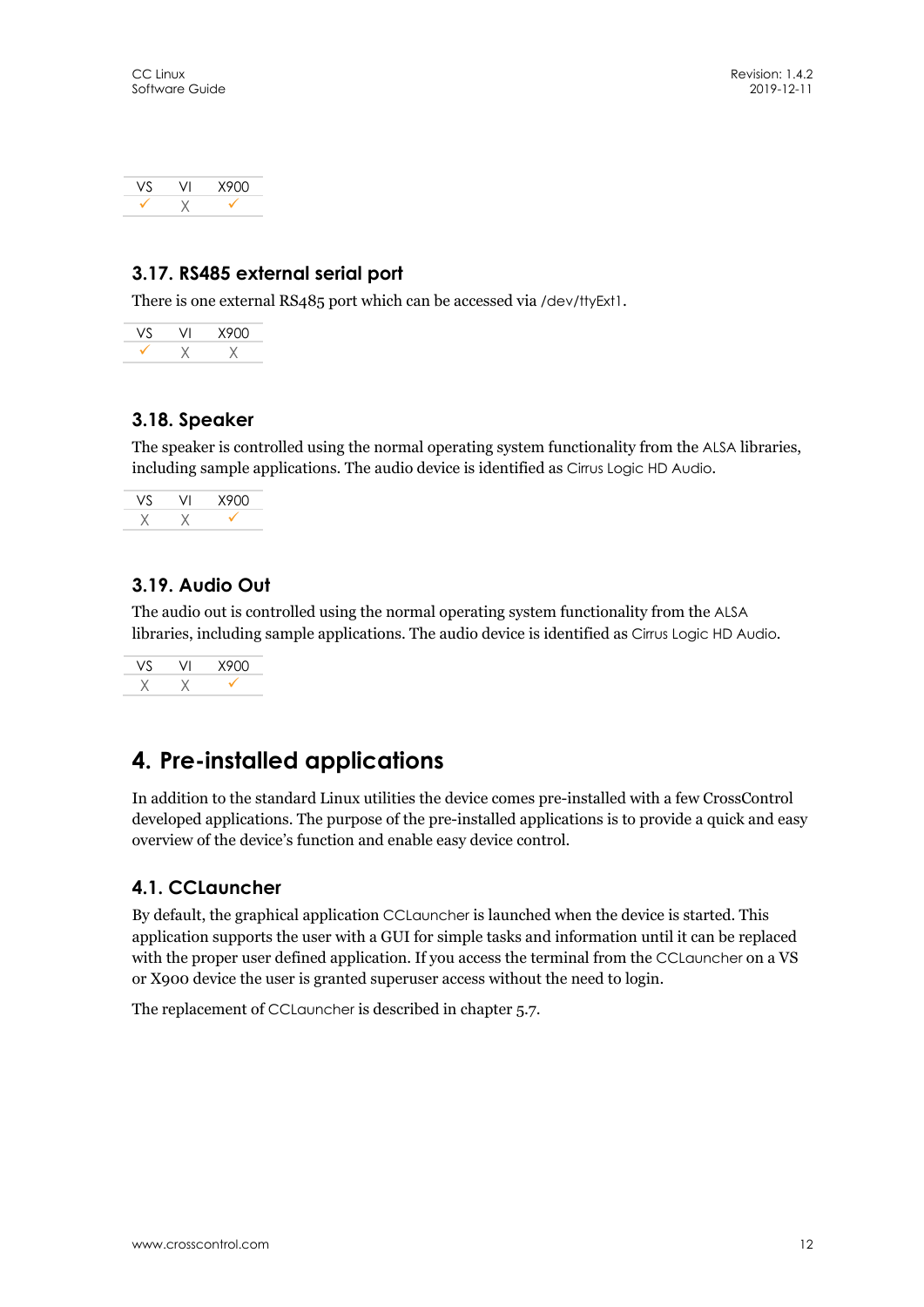| VS | VI | X900 |
|---|---|---|
| ✓ | X | ✓ |

### 3.17. RS485 external serial port

There is one external RS485 port which can be accessed via /dev/ttyExt1.

| VS | VI | X900 |
|---|---|---|
| ✓ | X | X |

### 3.18. Speaker

The speaker is controlled using the normal operating system functionality from the ALSA libraries, including sample applications. The audio device is identified as Cirrus Logic HD Audio.

| VS | VI | X900 |
|---|---|---|
| X | X | ✓ |

### 3.19. Audio Out

The audio out is controlled using the normal operating system functionality from the ALSA libraries, including sample applications. The audio device is identified as Cirrus Logic HD Audio.

| VS | VI | X900 |
|---|---|---|
| X | X | ✓ |

## 4. Pre-installed applications

In addition to the standard Linux utilities the device comes pre-installed with a few CrossControl developed applications. The purpose of the pre-installed applications is to provide a quick and easy overview of the device's function and enable easy device control.

### 4.1. CCLauncher

By default, the graphical application CCLauncher is launched when the device is started. This application supports the user with a GUI for simple tasks and information until it can be replaced with the proper user defined application. If you access the terminal from the CCLauncher on a VS or X900 device the user is granted superuser access without the need to login.

The replacement of CCLauncher is described in chapter 5.7.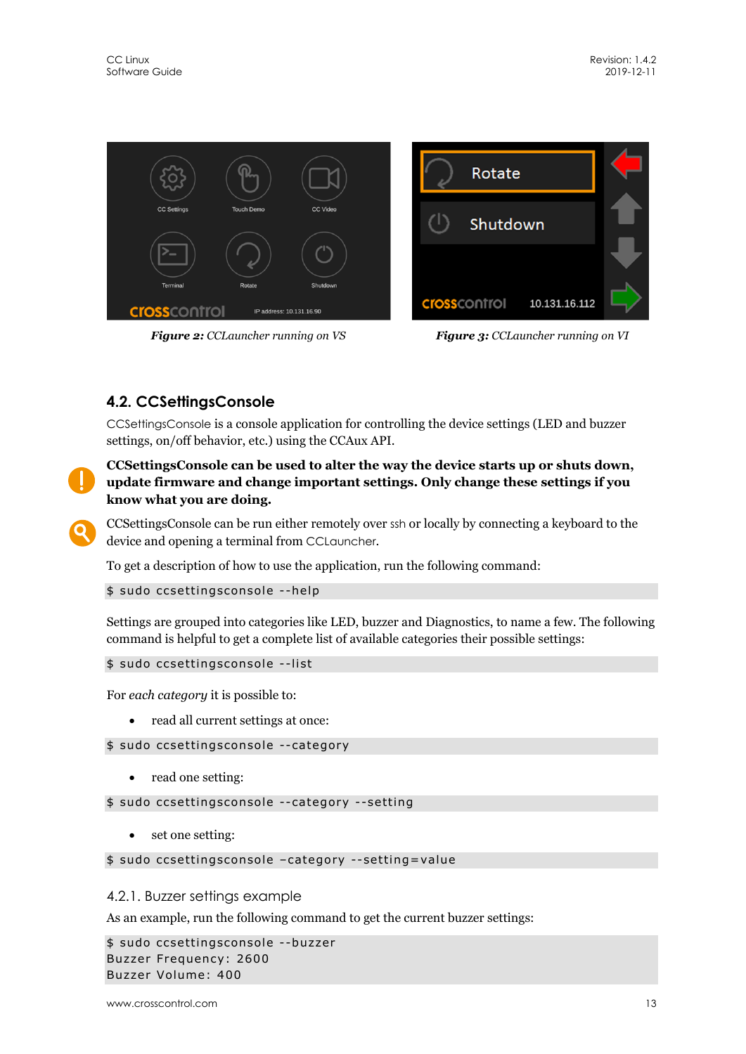*Figure 2:* CCLauncher running on VS

*Figure 3:* CCLauncher running on VI

## 4.2. CCSettingsConsole

CCSettingsConsole is a console application for controlling the device settings (LED and buzzer settings, on/off behavior, etc.) using the CCAux API.

**CCSettingsConsole can be used to alter the way the device starts up or shuts down, update firmware and change important settings. Only change these settings if you know what you are doing.**

CCSettingsConsole can be run either remotely over ssh or locally by connecting a keyboard to the device and opening a terminal from CCLauncher.

To get a description of how to use the application, run the following command:

```
$ sudo ccsettingsconsole --help
```

Settings are grouped into categories like LED, buzzer and Diagnostics, to name a few. The following command is helpful to get a complete list of available categories their possible settings:

```
$ sudo ccsettingsconsole --list
```

For *each category* it is possible to:

- read all current settings at once:

```
$ sudo ccsettingsconsole --category
```

- read one setting:

```
$ sudo ccsettingsconsole --category --setting
```

- set one setting:

```
$ sudo ccsettingsconsole –category --setting=value
```

### 4.2.1. Buzzer settings example

As an example, run the following command to get the current buzzer settings:

```
$ sudo ccsettingsconsole --buzzer
Buzzer Frequency: 2600
Buzzer Volume: 400
```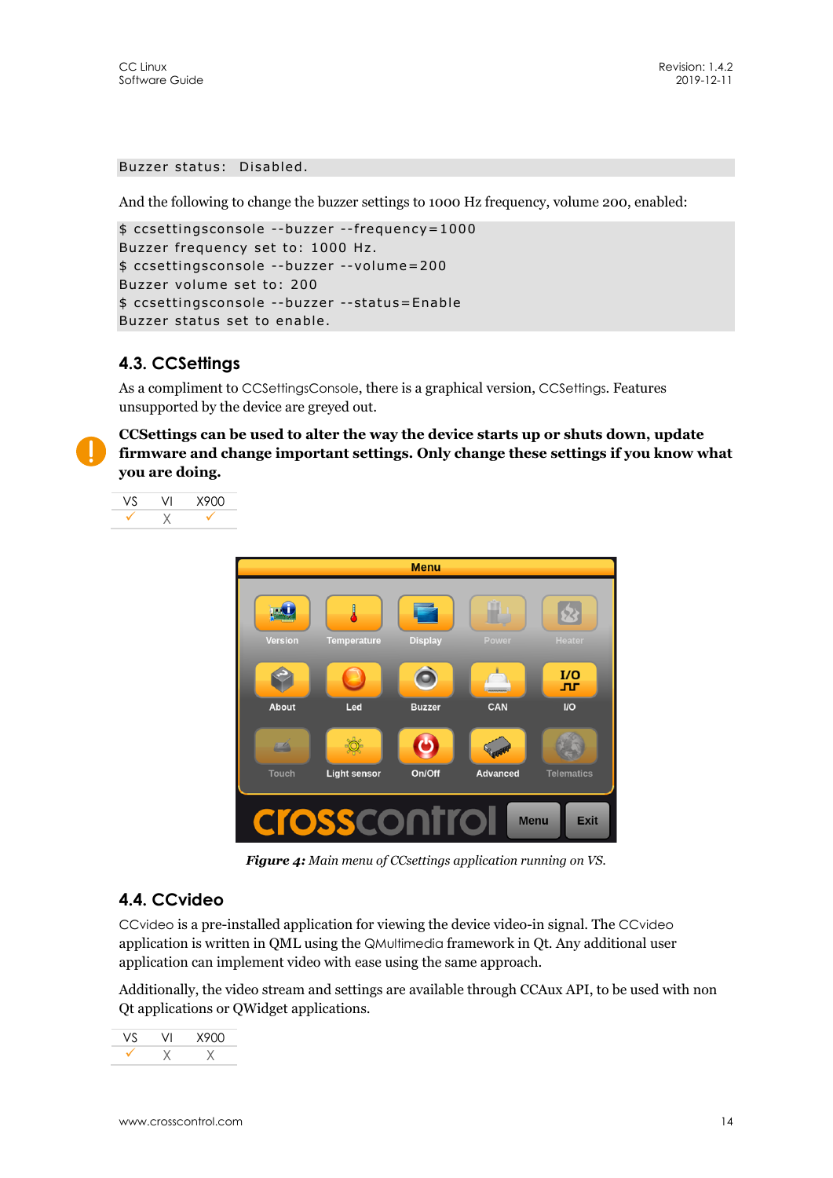```
Buzzer status:  Disabled.
```

And the following to change the buzzer settings to 1000 Hz frequency, volume 200, enabled:

```
$ ccsettingsconsole --buzzer --frequency=1000
Buzzer frequency set to: 1000 Hz.
$ ccsettingsconsole --buzzer --volume=200
Buzzer volume set to: 200
$ ccsettingsconsole --buzzer --status=Enable
Buzzer status set to enable.
```

## 4.3. CCSettings

As a compliment to CCSettingsConsole, there is a graphical version, CCSettings. Features unsupported by the device are greyed out.

**CCSettings can be used to alter the way the device starts up or shuts down, update firmware and change important settings. Only change these settings if you know what you are doing.**

| VS | VI | X900 |
|---|---|---|
| ✓ | X | ✓ |

*Figure 4:* Main menu of CCsettings application running on VS.

## 4.4. CCvideo

CCvideo is a pre-installed application for viewing the device video-in signal. The CCvideo application is written in QML using the QMultimedia framework in Qt. Any additional user application can implement video with ease using the same approach.

Additionally, the video stream and settings are available through CCAux API, to be used with non Qt applications or QWidget applications.

| VS | VI | X900 |
|---|---|---|
| ✓ | X | X |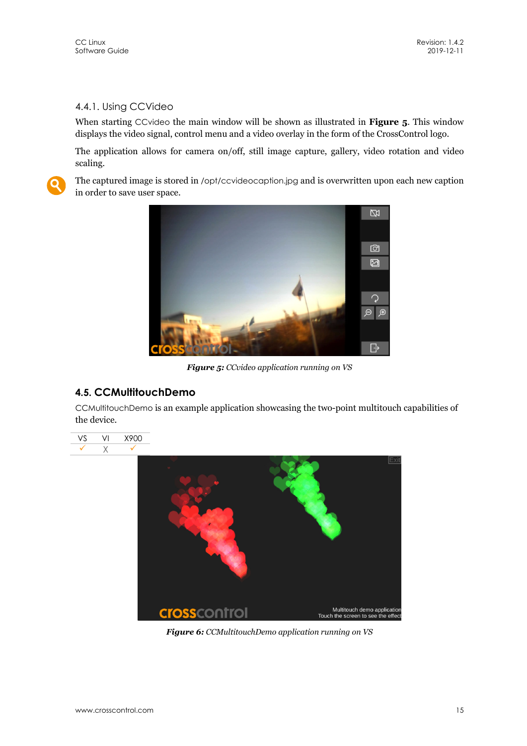### 4.4.1. Using CCVideo

When starting CCvideo the main window will be shown as illustrated in **Figure 5**. This window displays the video signal, control menu and a video overlay in the form of the CrossControl logo.

The application allows for camera on/off, still image capture, gallery, video rotation and video scaling.

The captured image is stored in /opt/ccvideocaption.jpg and is overwritten upon each new caption in order to save user space.

***Figure 5:*** *CCvideo application running on VS*

## 4.5. CCMultitouchDemo

CCMultitouchDemo is an example application showcasing the two-point multitouch capabilities of the device.

| VS | VI | X900 |
|---|---|---|
| ✓ | X | ✓ |

***Figure 6:*** *CCMultitouchDemo application running on VS*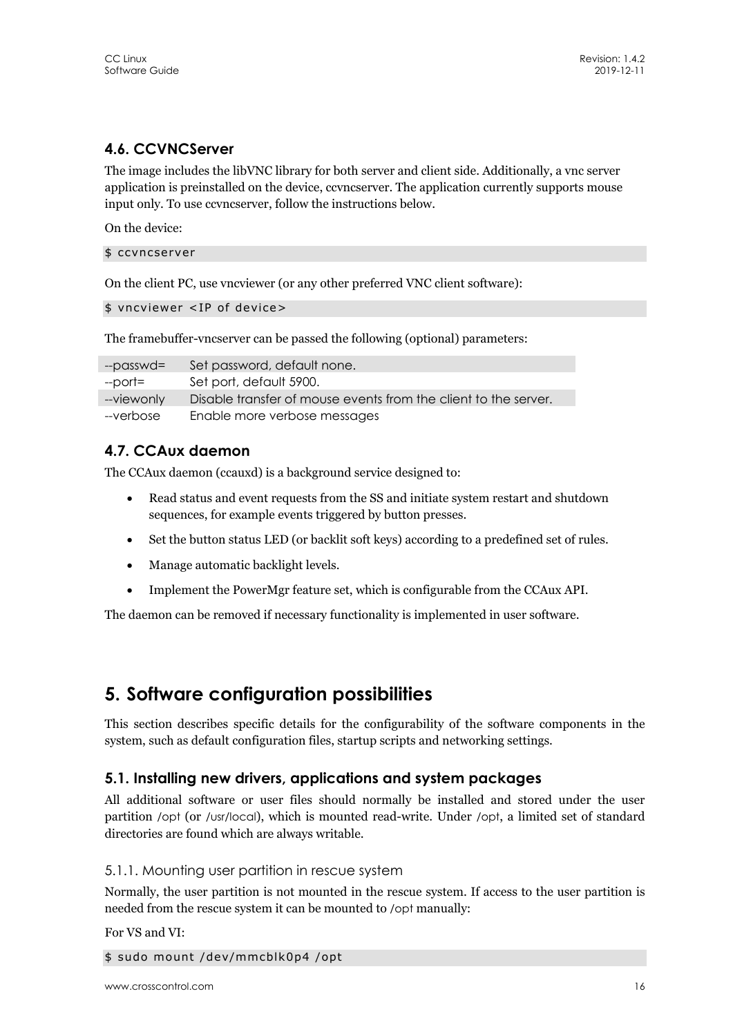## 4.6. CCVNCServer

The image includes the libVNC library for both server and client side. Additionally, a vnc server application is preinstalled on the device, ccvncserver. The application currently supports mouse input only. To use ccvncserver, follow the instructions below.

On the device:

```
$ ccvncserver
```

On the client PC, use vncviewer (or any other preferred VNC client software):

```
$ vncviewer <IP of device>
```

The framebuffer-vncserver can be passed the following (optional) parameters:

| | |
|---|---|
| --passwd= | Set password, default none. |
| --port= | Set port, default 5900. |
| --viewonly | Disable transfer of mouse events from the client to the server. |
| --verbose | Enable more verbose messages |

## 4.7. CCAux daemon

The CCAux daemon (ccauxd) is a background service designed to:

- Read status and event requests from the SS and initiate system restart and shutdown sequences, for example events triggered by button presses.
- Set the button status LED (or backlit soft keys) according to a predefined set of rules.
- Manage automatic backlight levels.
- Implement the PowerMgr feature set, which is configurable from the CCAux API.

The daemon can be removed if necessary functionality is implemented in user software.

# 5. Software configuration possibilities

This section describes specific details for the configurability of the software components in the system, such as default configuration files, startup scripts and networking settings.

## 5.1. Installing new drivers, applications and system packages

All additional software or user files should normally be installed and stored under the user partition /opt (or /usr/local), which is mounted read-write. Under /opt, a limited set of standard directories are found which are always writable.

### 5.1.1. Mounting user partition in rescue system

Normally, the user partition is not mounted in the rescue system. If access to the user partition is needed from the rescue system it can be mounted to /opt manually:

For VS and VI:

```
$ sudo mount /dev/mmcblk0p4 /opt
```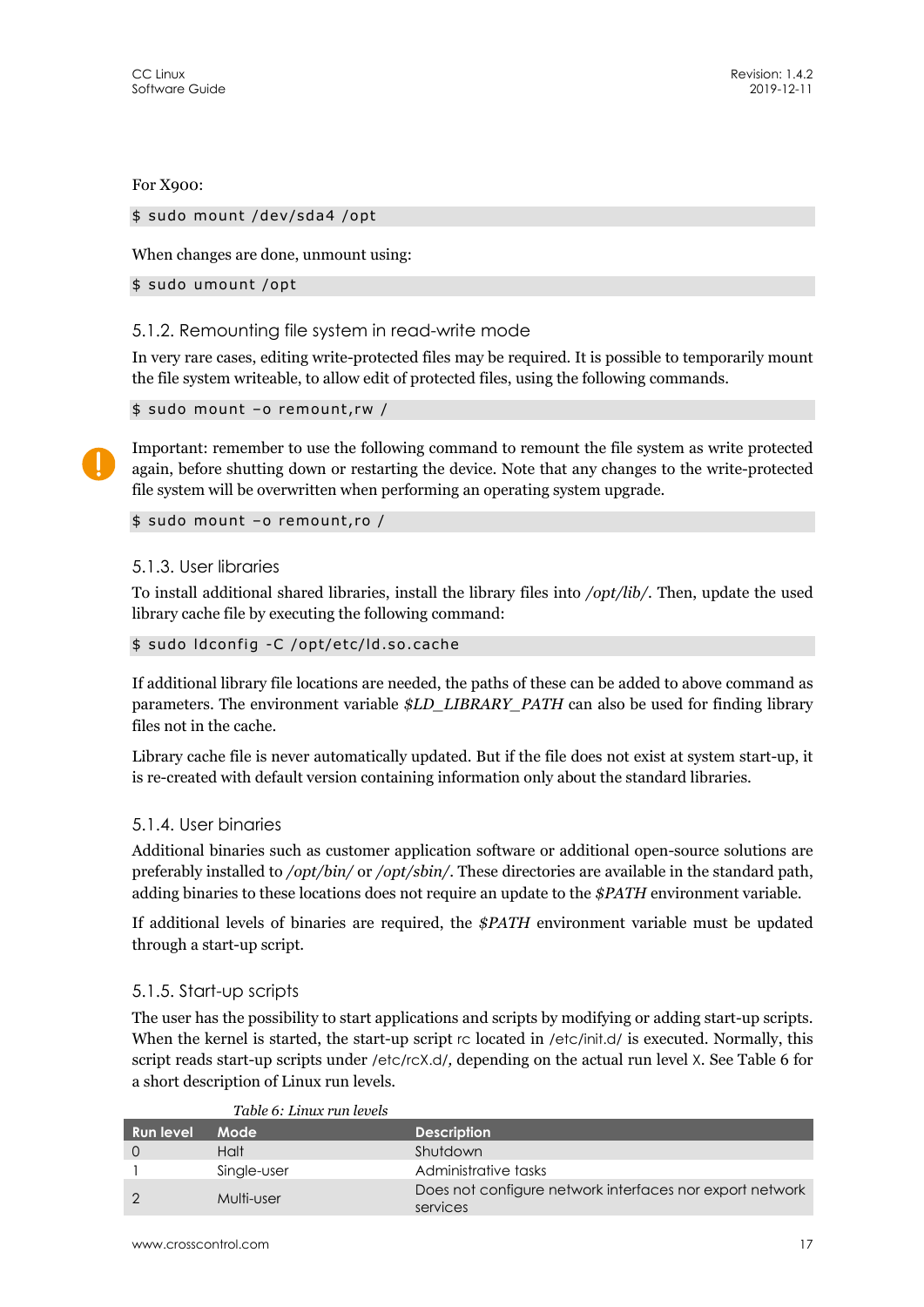For X900:

```
$ sudo mount /dev/sda4 /opt
```

When changes are done, unmount using:

```
$ sudo umount /opt
```

### 5.1.2. Remounting file system in read-write mode

In very rare cases, editing write-protected files may be required. It is possible to temporarily mount the file system writeable, to allow edit of protected files, using the following commands.

```
$ sudo mount –o remount,rw /
```

Important: remember to use the following command to remount the file system as write protected again, before shutting down or restarting the device. Note that any changes to the write-protected file system will be overwritten when performing an operating system upgrade.

```
$ sudo mount –o remount,ro /
```

### 5.1.3. User libraries

To install additional shared libraries, install the library files into */opt/lib/*. Then, update the used library cache file by executing the following command:

```
$ sudo ldconfig -C /opt/etc/ld.so.cache
```

If additional library file locations are needed, the paths of these can be added to above command as parameters. The environment variable *$LD_LIBRARY_PATH* can also be used for finding library files not in the cache.

Library cache file is never automatically updated. But if the file does not exist at system start-up, it is re-created with default version containing information only about the standard libraries.

### 5.1.4. User binaries

Additional binaries such as customer application software or additional open-source solutions are preferably installed to */opt/bin/* or */opt/sbin/*. These directories are available in the standard path, adding binaries to these locations does not require an update to the *$PATH* environment variable.

If additional levels of binaries are required, the *$PATH* environment variable must be updated through a start-up script.

### 5.1.5. Start-up scripts

The user has the possibility to start applications and scripts by modifying or adding start-up scripts. When the kernel is started, the start-up script rc located in /etc/init.d/ is executed. Normally, this script reads start-up scripts under /etc/rcX.d/, depending on the actual run level X. See Table 6 for a short description of Linux run levels.

*Table 6: Linux run levels*

| Run level | Mode | Description |
|---|---|---|
| 0 | Halt | Shutdown |
| 1 | Single-user | Administrative tasks |
| 2 | Multi-user | Does not configure network interfaces nor export network services |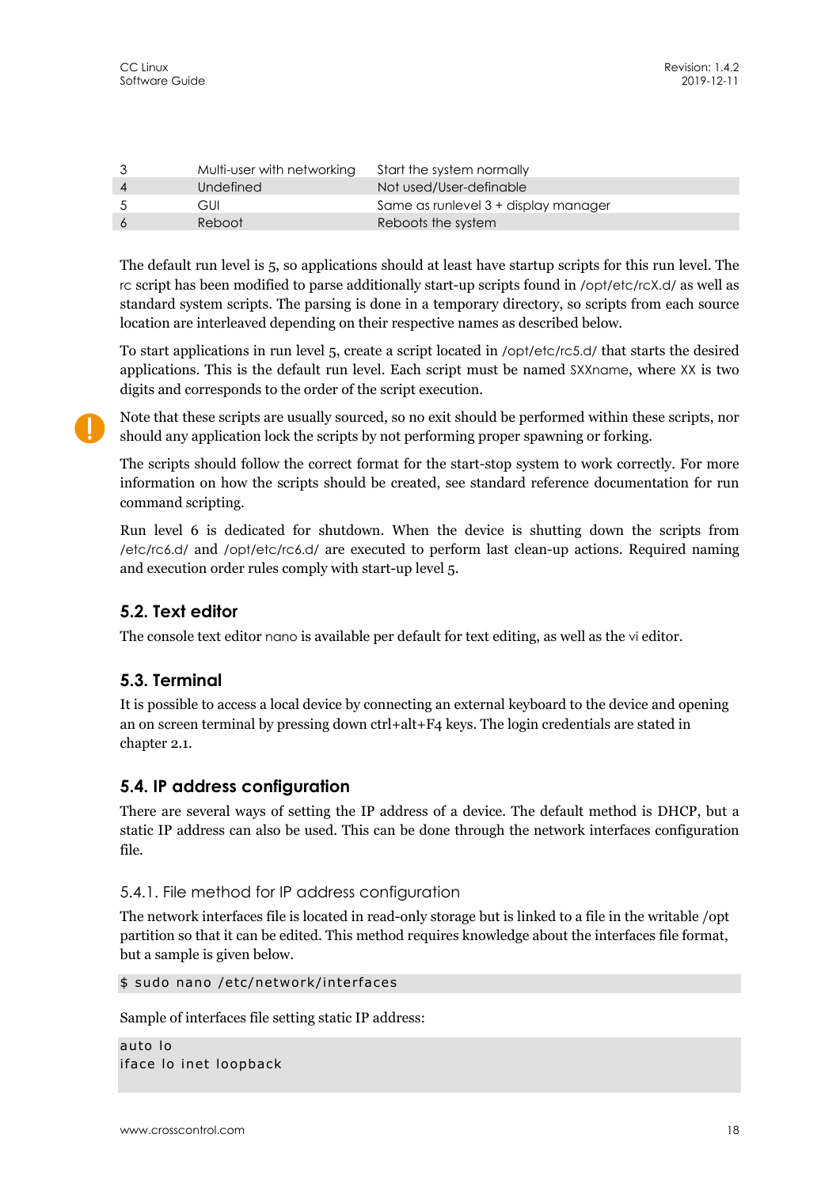| 3 | Multi-user with networking | Start the system normally |
|---|---|---|
| 4 | Undefined | Not used/User-definable |
| 5 | GUI | Same as runlevel 3 + display manager |
| 6 | Reboot | Reboots the system |

The default run level is 5, so applications should at least have startup scripts for this run level. The rc script has been modified to parse additionally start-up scripts found in /opt/etc/rcX.d/ as well as standard system scripts. The parsing is done in a temporary directory, so scripts from each source location are interleaved depending on their respective names as described below.

To start applications in run level 5, create a script located in /opt/etc/rc5.d/ that starts the desired applications. This is the default run level. Each script must be named SXXname, where XX is two digits and corresponds to the order of the script execution.

Note that these scripts are usually sourced, so no exit should be performed within these scripts, nor should any application lock the scripts by not performing proper spawning or forking.

The scripts should follow the correct format for the start-stop system to work correctly. For more information on how the scripts should be created, see standard reference documentation for run command scripting.

Run level 6 is dedicated for shutdown. When the device is shutting down the scripts from /etc/rc6.d/ and /opt/etc/rc6.d/ are executed to perform last clean-up actions. Required naming and execution order rules comply with start-up level 5.

## 5.2. Text editor

The console text editor nano is available per default for text editing, as well as the vi editor.

## 5.3. Terminal

It is possible to access a local device by connecting an external keyboard to the device and opening an on screen terminal by pressing down ctrl+alt+F4 keys. The login credentials are stated in chapter 2.1.

## 5.4. IP address configuration

There are several ways of setting the IP address of a device. The default method is DHCP, but a static IP address can also be used. This can be done through the network interfaces configuration file.

### 5.4.1. File method for IP address configuration

The network interfaces file is located in read-only storage but is linked to a file in the writable /opt partition so that it can be edited. This method requires knowledge about the interfaces file format, but a sample is given below.

```
$ sudo nano /etc/network/interfaces
```

Sample of interfaces file setting static IP address:

```
auto lo
iface lo inet loopback
```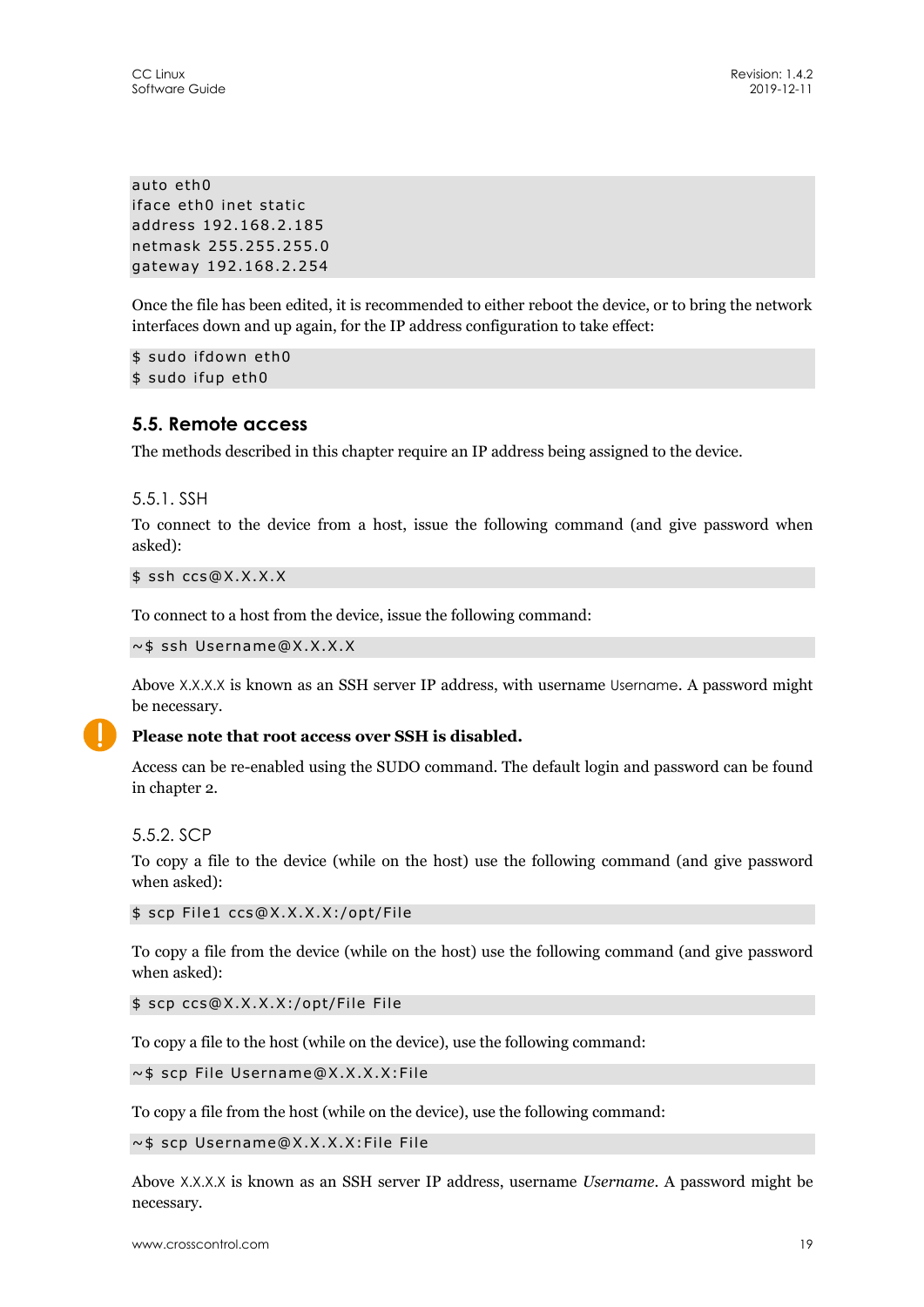```
auto eth0
iface eth0 inet static
address 192.168.2.185
netmask 255.255.255.0
gateway 192.168.2.254
```

Once the file has been edited, it is recommended to either reboot the device, or to bring the network interfaces down and up again, for the IP address configuration to take effect:

```
$ sudo ifdown eth0
$ sudo ifup eth0
```

## 5.5. Remote access

The methods described in this chapter require an IP address being assigned to the device.

### 5.5.1. SSH

To connect to the device from a host, issue the following command (and give password when asked):

```
$ ssh ccs@X.X.X.X
```

To connect to a host from the device, issue the following command:

```
~$ ssh Username@X.X.X.X
```

Above X.X.X.X is known as an SSH server IP address, with username Username. A password might be necessary.

**Please note that root access over SSH is disabled.**

Access can be re-enabled using the SUDO command. The default login and password can be found in chapter 2.

### 5.5.2. SCP

To copy a file to the device (while on the host) use the following command (and give password when asked):

```
$ scp File1 ccs@X.X.X.X:/opt/File
```

To copy a file from the device (while on the host) use the following command (and give password when asked):

```
$ scp ccs@X.X.X.X:/opt/File File
```

To copy a file to the host (while on the device), use the following command:

```
~$ scp File Username@X.X.X.X:File
```

To copy a file from the host (while on the device), use the following command:

```
~$ scp Username@X.X.X.X:File File
```

Above X.X.X.X is known as an SSH server IP address, username *Username*. A password might be necessary.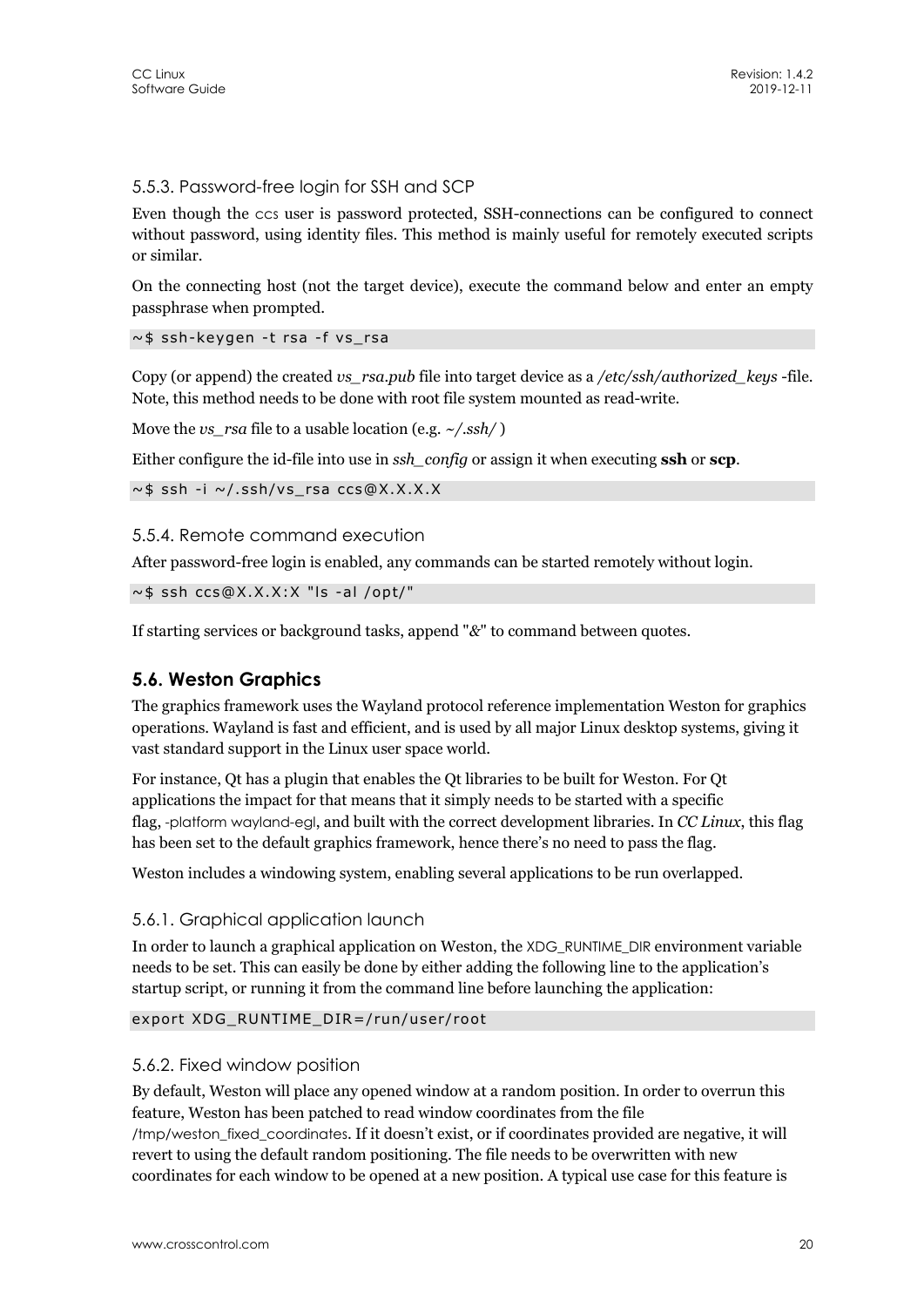### 5.5.3. Password-free login for SSH and SCP

Even though the ccs user is password protected, SSH-connections can be configured to connect without password, using identity files. This method is mainly useful for remotely executed scripts or similar.

On the connecting host (not the target device), execute the command below and enter an empty passphrase when prompted.

```
~$ ssh-keygen -t rsa -f vs_rsa
```

Copy (or append) the created *vs_rsa.pub* file into target device as a */etc/ssh/authorized_keys* -file. Note, this method needs to be done with root file system mounted as read-write.

Move the *vs_rsa* file to a usable location (e.g. *~/.ssh/* )

Either configure the id-file into use in *ssh_config* or assign it when executing **ssh** or **scp**.

```
~$ ssh -i ~/.ssh/vs_rsa ccs@X.X.X.X
```

### 5.5.4. Remote command execution

After password-free login is enabled, any commands can be started remotely without login.

```
~$ ssh ccs@X.X.X:X "ls -al /opt/"
```

If starting services or background tasks, append "&" to command between quotes.

## 5.6. Weston Graphics

The graphics framework uses the Wayland protocol reference implementation Weston for graphics operations. Wayland is fast and efficient, and is used by all major Linux desktop systems, giving it vast standard support in the Linux user space world.

For instance, Qt has a plugin that enables the Qt libraries to be built for Weston. For Qt applications the impact for that means that it simply needs to be started with a specific flag, -platform wayland-egl, and built with the correct development libraries. In *CC Linux*, this flag has been set to the default graphics framework, hence there's no need to pass the flag.

Weston includes a windowing system, enabling several applications to be run overlapped.

### 5.6.1. Graphical application launch

In order to launch a graphical application on Weston, the XDG_RUNTIME_DIR environment variable needs to be set. This can easily be done by either adding the following line to the application's startup script, or running it from the command line before launching the application:

```
export XDG_RUNTIME_DIR=/run/user/root
```

### 5.6.2. Fixed window position

By default, Weston will place any opened window at a random position. In order to overrun this feature, Weston has been patched to read window coordinates from the file /tmp/weston_fixed_coordinates. If it doesn't exist, or if coordinates provided are negative, it will revert to using the default random positioning. The file needs to be overwritten with new coordinates for each window to be opened at a new position. A typical use case for this feature is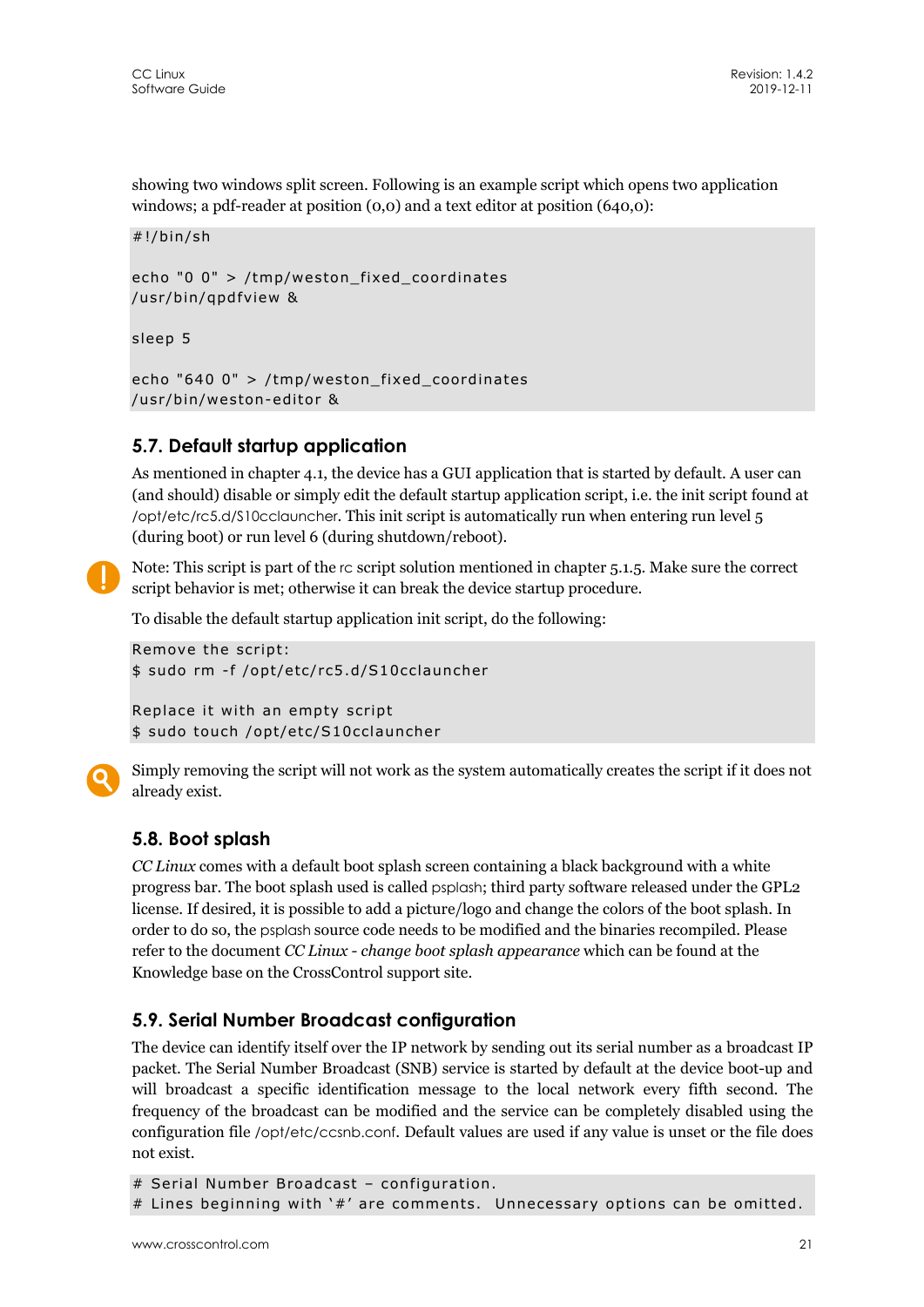showing two windows split screen. Following is an example script which opens two application windows; a pdf-reader at position (0,0) and a text editor at position (640,0):

```
#!/bin/sh

echo "0 0" > /tmp/weston_fixed_coordinates
/usr/bin/qpdfview &

sleep 5

echo "640 0" > /tmp/weston_fixed_coordinates
/usr/bin/weston-editor &
```

## 5.7. Default startup application

As mentioned in chapter 4.1, the device has a GUI application that is started by default. A user can (and should) disable or simply edit the default startup application script, i.e. the init script found at /opt/etc/rc5.d/S10cclauncher. This init script is automatically run when entering run level 5 (during boot) or run level 6 (during shutdown/reboot).

Note: This script is part of the rc script solution mentioned in chapter 5.1.5. Make sure the correct script behavior is met; otherwise it can break the device startup procedure.

To disable the default startup application init script, do the following:

```
Remove the script:
$ sudo rm -f /opt/etc/rc5.d/S10cclauncher

Replace it with an empty script
$ sudo touch /opt/etc/S10cclauncher
```

Simply removing the script will not work as the system automatically creates the script if it does not already exist.

## 5.8. Boot splash

*CC Linux* comes with a default boot splash screen containing a black background with a white progress bar. The boot splash used is called psplash; third party software released under the GPL2 license. If desired, it is possible to add a picture/logo and change the colors of the boot splash. In order to do so, the psplash source code needs to be modified and the binaries recompiled. Please refer to the document *CC Linux - change boot splash appearance* which can be found at the Knowledge base on the CrossControl support site.

## 5.9. Serial Number Broadcast configuration

The device can identify itself over the IP network by sending out its serial number as a broadcast IP packet. The Serial Number Broadcast (SNB) service is started by default at the device boot-up and will broadcast a specific identification message to the local network every fifth second. The frequency of the broadcast can be modified and the service can be completely disabled using the configuration file /opt/etc/ccsnb.conf. Default values are used if any value is unset or the file does not exist.

```
# Serial Number Broadcast – configuration.
# Lines beginning with '#' are comments.  Unnecessary options can be omitted.
```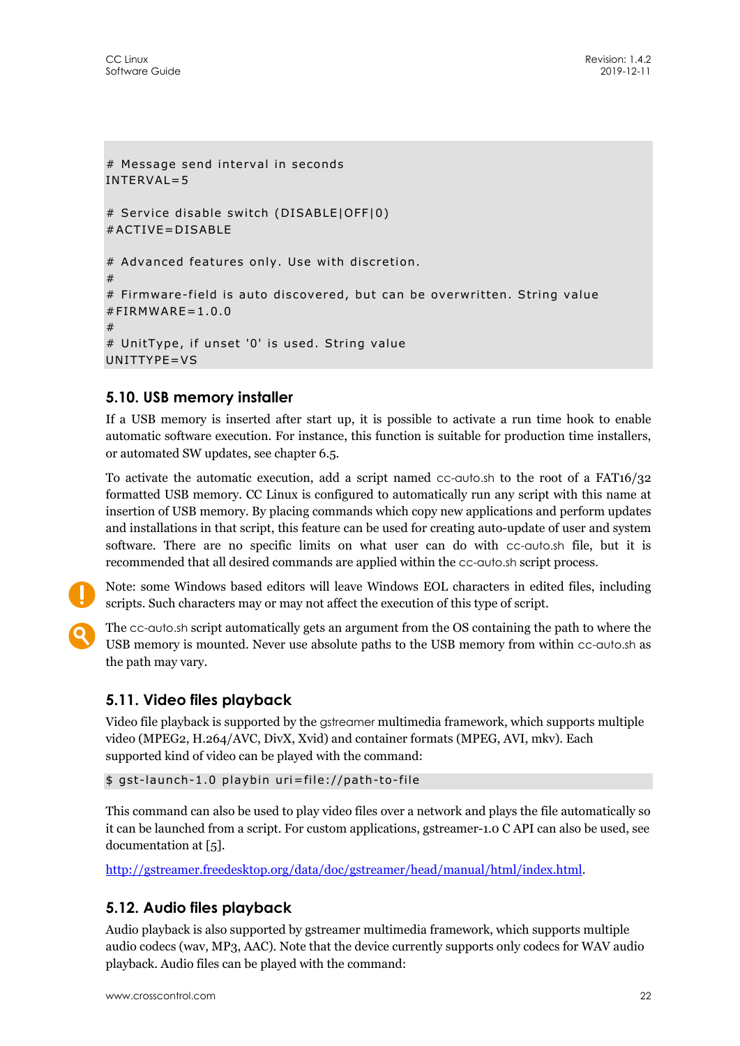```
# Message send interval in seconds
INTERVAL=5

# Service disable switch (DISABLE|OFF|0)
#ACTIVE=DISABLE

# Advanced features only. Use with discretion.
#
# Firmware-field is auto discovered, but can be overwritten. String value
#FIRMWARE=1.0.0
#
# UnitType, if unset '0' is used. String value
UNITTYPE=VS
```

## 5.10. USB memory installer

If a USB memory is inserted after start up, it is possible to activate a run time hook to enable automatic software execution. For instance, this function is suitable for production time installers, or automated SW updates, see chapter 6.5.

To activate the automatic execution, add a script named cc-auto.sh to the root of a FAT16/32 formatted USB memory. CC Linux is configured to automatically run any script with this name at insertion of USB memory. By placing commands which copy new applications and perform updates and installations in that script, this feature can be used for creating auto-update of user and system software. There are no specific limits on what user can do with cc-auto.sh file, but it is recommended that all desired commands are applied within the cc-auto.sh script process.

Note: some Windows based editors will leave Windows EOL characters in edited files, including scripts. Such characters may or may not affect the execution of this type of script.

The cc-auto.sh script automatically gets an argument from the OS containing the path to where the USB memory is mounted. Never use absolute paths to the USB memory from within cc-auto.sh as the path may vary.

## 5.11. Video files playback

Video file playback is supported by the gstreamer multimedia framework, which supports multiple video (MPEG2, H.264/AVC, DivX, Xvid) and container formats (MPEG, AVI, mkv). Each supported kind of video can be played with the command:

```
$ gst-launch-1.0 playbin uri=file://path-to-file
```

This command can also be used to play video files over a network and plays the file automatically so it can be launched from a script. For custom applications, gstreamer-1.0 C API can also be used, see documentation at [5].

http://gstreamer.freedesktop.org/data/doc/gstreamer/head/manual/html/index.html.

## 5.12. Audio files playback

Audio playback is also supported by gstreamer multimedia framework, which supports multiple audio codecs (wav, MP3, AAC). Note that the device currently supports only codecs for WAV audio playback. Audio files can be played with the command: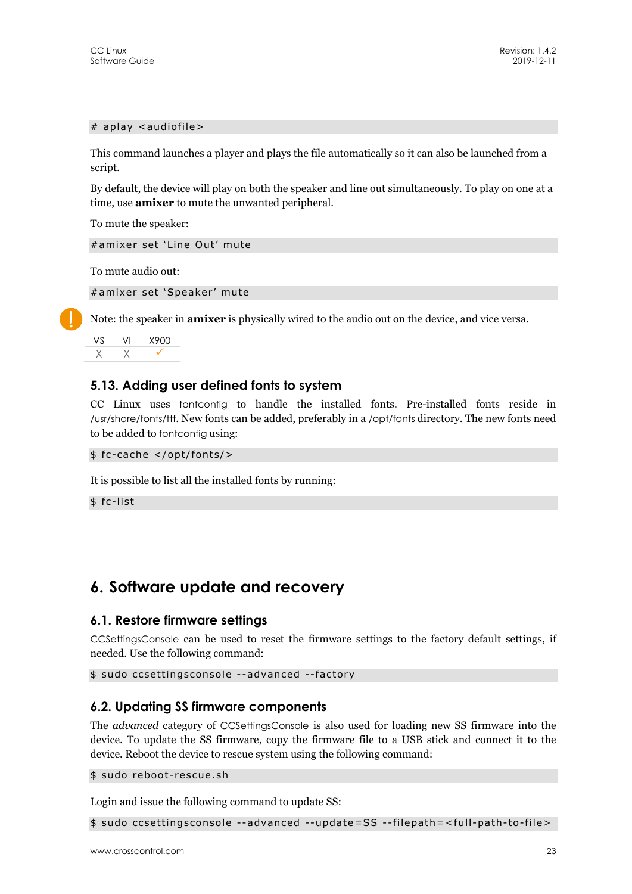```
# aplay <audiofile>
```

This command launches a player and plays the file automatically so it can also be launched from a script.

By default, the device will play on both the speaker and line out simultaneously. To play on one at a time, use **amixer** to mute the unwanted peripheral.

To mute the speaker:

```
#amixer set 'Line Out' mute
```

To mute audio out:

```
#amixer set 'Speaker' mute
```

Note: the speaker in **amixer** is physically wired to the audio out on the device, and vice versa.

| VS | VI | X900 |
|---|---|---|
| X | X | ✓ |

### 5.13. Adding user defined fonts to system

CC Linux uses fontconfig to handle the installed fonts. Pre-installed fonts reside in /usr/share/fonts/ttf. New fonts can be added, preferably in a /opt/fonts directory. The new fonts need to be added to fontconfig using:

```
$ fc-cache </opt/fonts/>
```

It is possible to list all the installed fonts by running:

```
$ fc-list
```

# 6. Software update and recovery

## 6.1. Restore firmware settings

CCSettingsConsole can be used to reset the firmware settings to the factory default settings, if needed. Use the following command:

```
$ sudo ccsettingsconsole --advanced --factory
```

## 6.2. Updating SS firmware components

The *advanced* category of CCSettingsConsole is also used for loading new SS firmware into the device. To update the SS firmware, copy the firmware file to a USB stick and connect it to the device. Reboot the device to rescue system using the following command:

```
$ sudo reboot-rescue.sh
```

Login and issue the following command to update SS:

```
$ sudo ccsettingsconsole --advanced --update=SS --filepath=<full-path-to-file>
```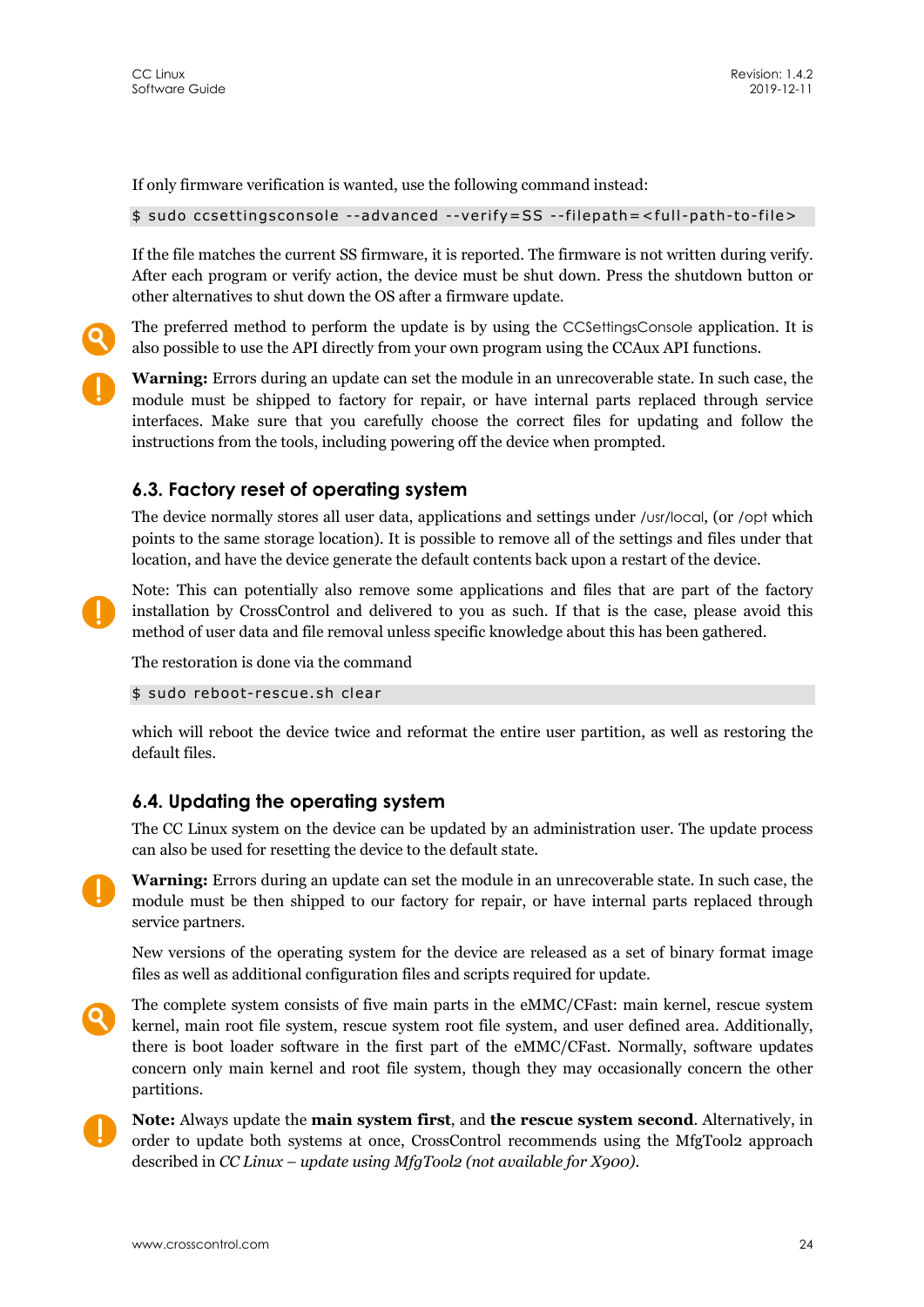If only firmware verification is wanted, use the following command instead:

```
$ sudo ccsettingsconsole --advanced --verify=SS --filepath=<full-path-to-file>
```

If the file matches the current SS firmware, it is reported. The firmware is not written during verify. After each program or verify action, the device must be shut down. Press the shutdown button or other alternatives to shut down the OS after a firmware update.

The preferred method to perform the update is by using the CCSettingsConsole application. It is also possible to use the API directly from your own program using the CCAux API functions.

**Warning:** Errors during an update can set the module in an unrecoverable state. In such case, the module must be shipped to factory for repair, or have internal parts replaced through service interfaces. Make sure that you carefully choose the correct files for updating and follow the instructions from the tools, including powering off the device when prompted.

## 6.3. Factory reset of operating system

The device normally stores all user data, applications and settings under /usr/local, (or /opt which points to the same storage location). It is possible to remove all of the settings and files under that location, and have the device generate the default contents back upon a restart of the device.

Note: This can potentially also remove some applications and files that are part of the factory installation by CrossControl and delivered to you as such. If that is the case, please avoid this method of user data and file removal unless specific knowledge about this has been gathered.

The restoration is done via the command

```
$ sudo reboot-rescue.sh clear
```

which will reboot the device twice and reformat the entire user partition, as well as restoring the default files.

## 6.4. Updating the operating system

The CC Linux system on the device can be updated by an administration user. The update process can also be used for resetting the device to the default state.

**Warning:** Errors during an update can set the module in an unrecoverable state. In such case, the module must be then shipped to our factory for repair, or have internal parts replaced through service partners.

New versions of the operating system for the device are released as a set of binary format image files as well as additional configuration files and scripts required for update.

The complete system consists of five main parts in the eMMC/CFast: main kernel, rescue system kernel, main root file system, rescue system root file system, and user defined area. Additionally, there is boot loader software in the first part of the eMMC/CFast. Normally, software updates concern only main kernel and root file system, though they may occasionally concern the other partitions.

**Note:** Always update the **main system first**, and **the rescue system second**. Alternatively, in order to update both systems at once, CrossControl recommends using the MfgTool2 approach described in *CC Linux – update using MfgTool2 (not available for X900)*.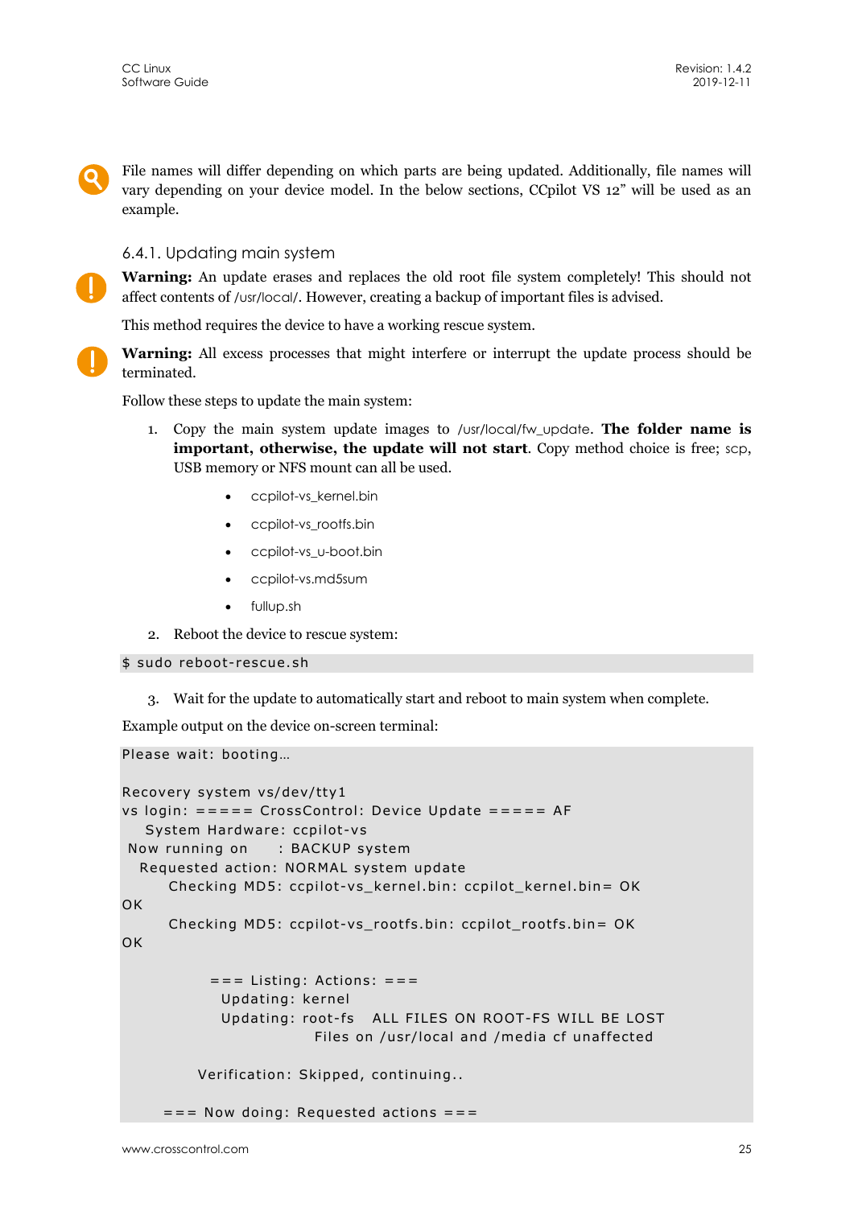File names will differ depending on which parts are being updated. Additionally, file names will vary depending on your device model. In the below sections, CCpilot VS 12” will be used as an example.

### 6.4.1. Updating main system

**Warning:** An update erases and replaces the old root file system completely! This should not affect contents of /usr/local/. However, creating a backup of important files is advised.

This method requires the device to have a working rescue system.

**Warning:** All excess processes that might interfere or interrupt the update process should be terminated.

Follow these steps to update the main system:

1. Copy the main system update images to /usr/local/fw_update. **The folder name is important, otherwise, the update will not start**. Copy method choice is free; scp, USB memory or NFS mount can all be used.

   - ccpilot-vs_kernel.bin
   - ccpilot-vs_rootfs.bin
   - ccpilot-vs_u-boot.bin
   - ccpilot-vs.md5sum
   - fullup.sh

2. Reboot the device to rescue system:

```
$ sudo reboot-rescue.sh
```

3. Wait for the update to automatically start and reboot to main system when complete.

Example output on the device on-screen terminal:

```
Please wait: booting…

Recovery system vs/dev/tty1
vs login: ===== CrossControl: Device Update ===== AF
    System Hardware: ccpilot-vs
 Now running on     : BACKUP system
   Requested action: NORMAL system update
        Checking MD5: ccpilot-vs_kernel.bin: ccpilot_kernel.bin= OK
OK
        Checking MD5: ccpilot-vs_rootfs.bin: ccpilot_rootfs.bin= OK
OK

               === Listing: Actions: ===
                 Updating: kernel
                 Updating: root-fs   ALL FILES ON ROOT-FS WILL BE LOST
                                 Files on /usr/local and /media cf unaffected

             Verification: Skipped, continuing..

       === Now doing: Requested actions ===
```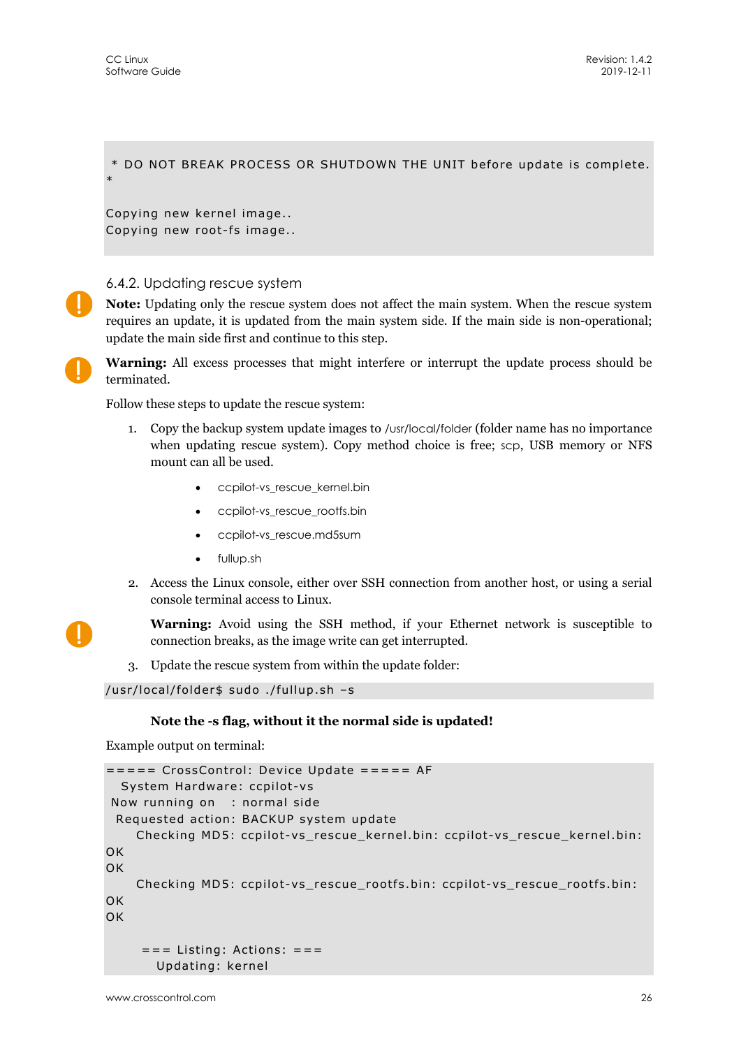```
 * DO NOT BREAK PROCESS OR SHUTDOWN THE UNIT before update is complete.
*

Copying new kernel image..
Copying new root-fs image..
```

### 6.4.2. Updating rescue system

**Note:** Updating only the rescue system does not affect the main system. When the rescue system requires an update, it is updated from the main system side. If the main side is non-operational; update the main side first and continue to this step.

**Warning:** All excess processes that might interfere or interrupt the update process should be terminated.

Follow these steps to update the rescue system:

1. Copy the backup system update images to /usr/local/folder (folder name has no importance when updating rescue system). Copy method choice is free; scp, USB memory or NFS mount can all be used.
   - ccpilot-vs_rescue_kernel.bin
   - ccpilot-vs_rescue_rootfs.bin
   - ccpilot-vs_rescue.md5sum
   - fullup.sh
2. Access the Linux console, either over SSH connection from another host, or using a serial console terminal access to Linux.

   **Warning:** Avoid using the SSH method, if your Ethernet network is susceptible to connection breaks, as the image write can get interrupted.
3. Update the rescue system from within the update folder:

```
/usr/local/folder$ sudo ./fullup.sh –s
```

**Note the -s flag, without it the normal side is updated!**

Example output on terminal:

```
===== CrossControl: Device Update ===== AF
  System Hardware: ccpilot-vs
 Now running on   : normal side
 Requested action: BACKUP system update
     Checking MD5: ccpilot-vs_rescue_kernel.bin: ccpilot-vs_rescue_kernel.bin:
OK
OK
     Checking MD5: ccpilot-vs_rescue_rootfs.bin: ccpilot-vs_rescue_rootfs.bin:
OK
OK

      === Listing: Actions: ===
        Updating: kernel
```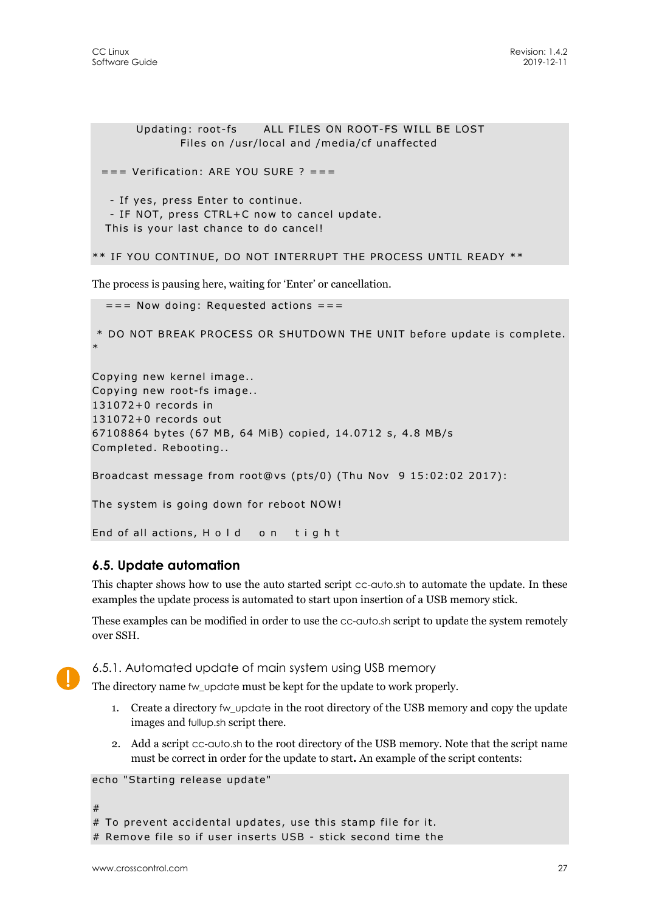```
      Updating: root-fs      ALL FILES ON ROOT-FS WILL BE LOST
              Files on /usr/local and /media/cf unaffected

 === Verification: ARE YOU SURE ? ===

   - If yes, press Enter to continue.
   - IF NOT, press CTRL+C now to cancel update.
  This is your last chance to do cancel!

** IF YOU CONTINUE, DO NOT INTERRUPT THE PROCESS UNTIL READY **
```

The process is pausing here, waiting for 'Enter' or cancellation.

```
  === Now doing: Requested actions ===

 * DO NOT BREAK PROCESS OR SHUTDOWN THE UNIT before update is complete.
*

Copying new kernel image..
Copying new root-fs image..
131072+0 records in
131072+0 records out
67108864 bytes (67 MB, 64 MiB) copied, 14.0712 s, 4.8 MB/s
Completed. Rebooting..

Broadcast message from root@vs (pts/0) (Thu Nov  9 15:02:02 2017):

The system is going down for reboot NOW!

End of all actions, H o l d   o n   t i g h t
```

## 6.5. Update automation

This chapter shows how to use the auto started script cc-auto.sh to automate the update. In these examples the update process is automated to start upon insertion of a USB memory stick.

These examples can be modified in order to use the cc-auto.sh script to update the system remotely over SSH.

### 6.5.1. Automated update of main system using USB memory

The directory name fw_update must be kept for the update to work properly.

1. Create a directory fw_update in the root directory of the USB memory and copy the update images and fullup.sh script there.
2. Add a script cc-auto.sh to the root directory of the USB memory. Note that the script name must be correct in order for the update to start**.** An example of the script contents:

```
echo "Starting release update"

#
# To prevent accidental updates, use this stamp file for it.
# Remove file so if user inserts USB - stick second time the
```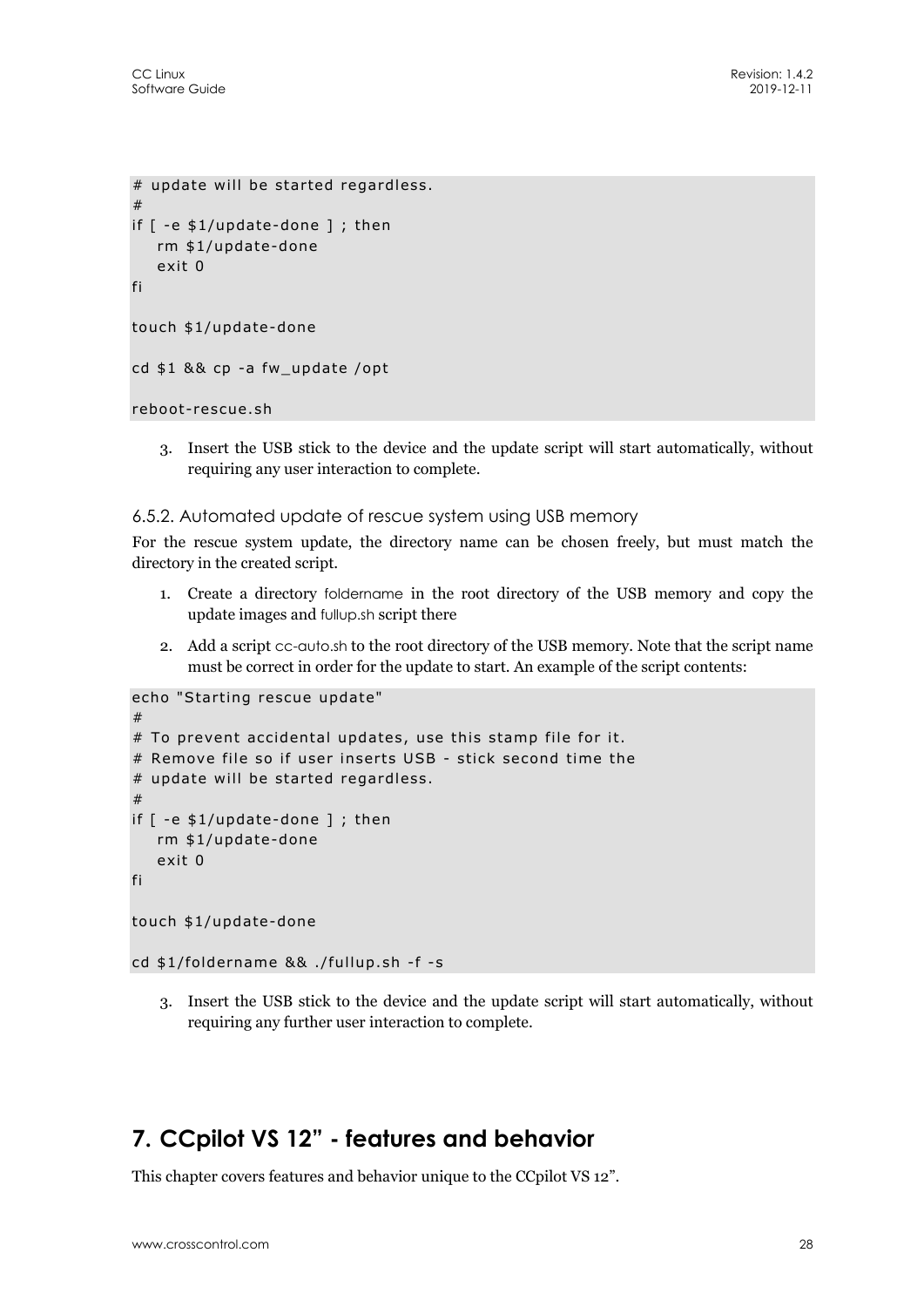```
# update will be started regardless.
#
if [ -e $1/update-done ] ; then
   rm $1/update-done
   exit 0
fi

touch $1/update-done

cd $1 && cp -a fw_update /opt

reboot-rescue.sh
```

3. Insert the USB stick to the device and the update script will start automatically, without requiring any user interaction to complete.

### 6.5.2. Automated update of rescue system using USB memory

For the rescue system update, the directory name can be chosen freely, but must match the directory in the created script.

1. Create a directory foldername in the root directory of the USB memory and copy the update images and fullup.sh script there
2. Add a script cc-auto.sh to the root directory of the USB memory. Note that the script name must be correct in order for the update to start. An example of the script contents:

```
echo "Starting rescue update"
#
# To prevent accidental updates, use this stamp file for it.
# Remove file so if user inserts USB - stick second time the
# update will be started regardless.
#
if [ -e $1/update-done ] ; then
   rm $1/update-done
   exit 0
fi

touch $1/update-done

cd $1/foldername && ./fullup.sh -f -s
```

3. Insert the USB stick to the device and the update script will start automatically, without requiring any further user interaction to complete.

# 7. CCpilot VS 12” - features and behavior

This chapter covers features and behavior unique to the CCpilot VS 12”.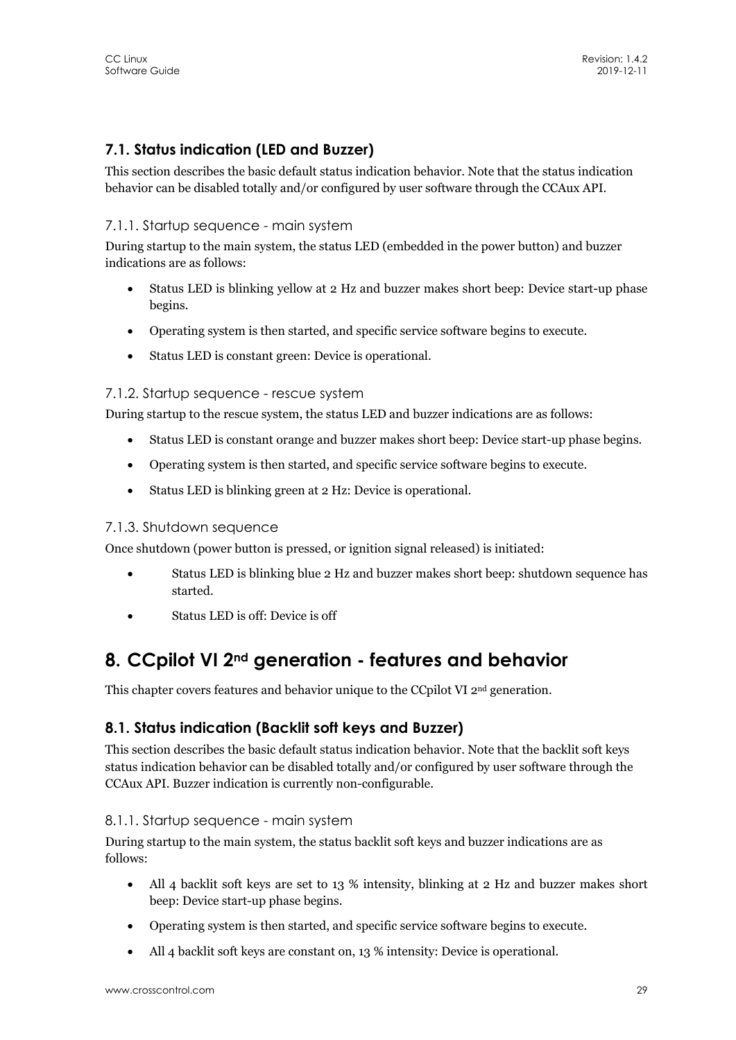## 7.1. Status indication (LED and Buzzer)

This section describes the basic default status indication behavior. Note that the status indication behavior can be disabled totally and/or configured by user software through the CCAux API.

### 7.1.1. Startup sequence - main system

During startup to the main system, the status LED (embedded in the power button) and buzzer indications are as follows:

- Status LED is blinking yellow at 2 Hz and buzzer makes short beep: Device start-up phase begins.
- Operating system is then started, and specific service software begins to execute.
- Status LED is constant green: Device is operational.

### 7.1.2. Startup sequence - rescue system

During startup to the rescue system, the status LED and buzzer indications are as follows:

- Status LED is constant orange and buzzer makes short beep: Device start-up phase begins.
- Operating system is then started, and specific service software begins to execute.
- Status LED is blinking green at 2 Hz: Device is operational.

### 7.1.3. Shutdown sequence

Once shutdown (power button is pressed, or ignition signal released) is initiated:

- Status LED is blinking blue 2 Hz and buzzer makes short beep: shutdown sequence has started.
- Status LED is off: Device is off

# 8. CCpilot VI 2nd generation - features and behavior

This chapter covers features and behavior unique to the CCpilot VI 2nd generation.

## 8.1. Status indication (Backlit soft keys and Buzzer)

This section describes the basic default status indication behavior. Note that the backlit soft keys status indication behavior can be disabled totally and/or configured by user software through the CCAux API. Buzzer indication is currently non-configurable.

### 8.1.1. Startup sequence - main system

During startup to the main system, the status backlit soft keys and buzzer indications are as follows:

- All 4 backlit soft keys are set to 13 % intensity, blinking at 2 Hz and buzzer makes short beep: Device start-up phase begins.
- Operating system is then started, and specific service software begins to execute.
- All 4 backlit soft keys are constant on, 13 % intensity: Device is operational.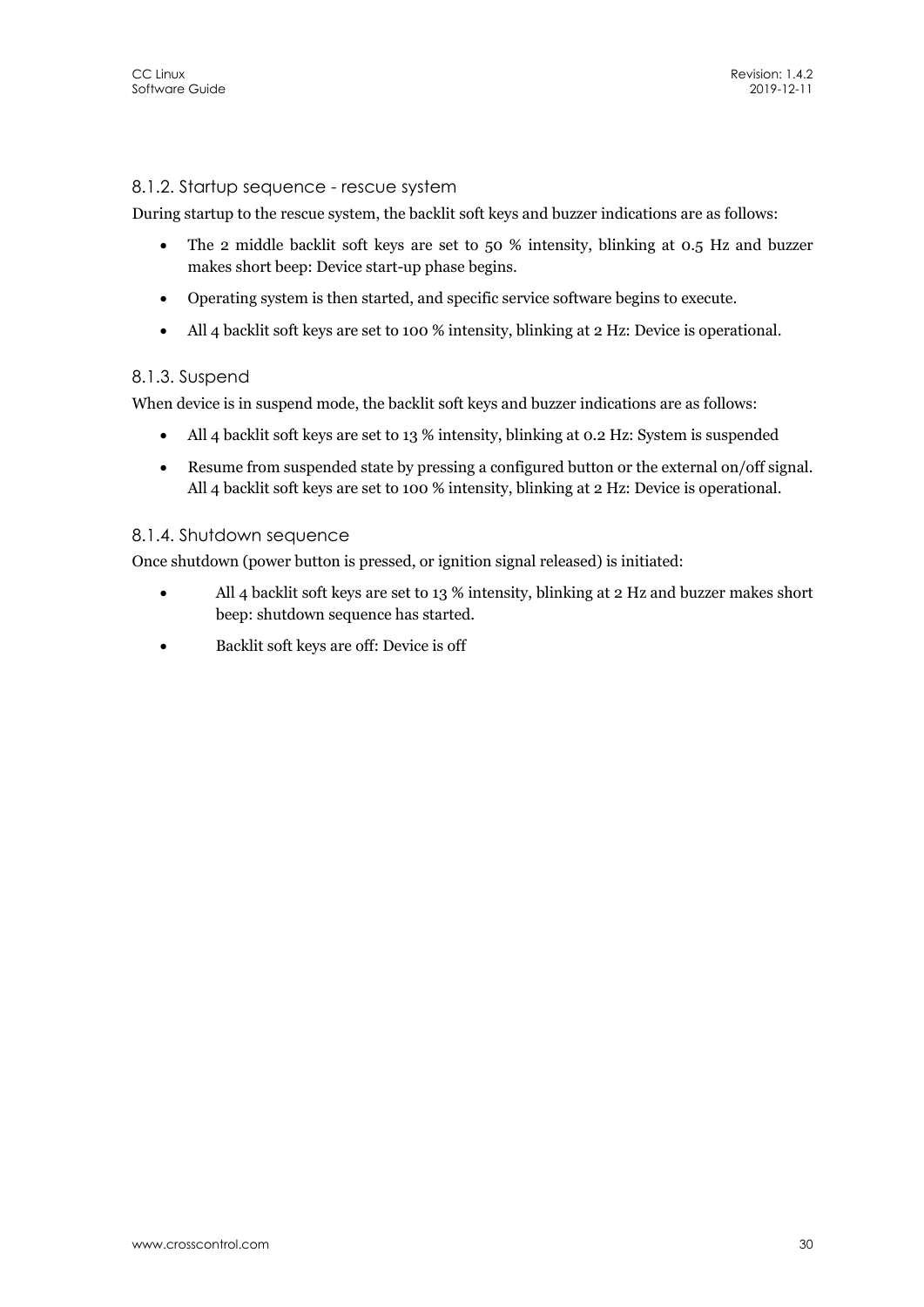### 8.1.2. Startup sequence - rescue system

During startup to the rescue system, the backlit soft keys and buzzer indications are as follows:

- The 2 middle backlit soft keys are set to 50 % intensity, blinking at 0.5 Hz and buzzer makes short beep: Device start-up phase begins.
- Operating system is then started, and specific service software begins to execute.
- All 4 backlit soft keys are set to 100 % intensity, blinking at 2 Hz: Device is operational.

### 8.1.3. Suspend

When device is in suspend mode, the backlit soft keys and buzzer indications are as follows:

- All 4 backlit soft keys are set to 13 % intensity, blinking at 0.2 Hz: System is suspended
- Resume from suspended state by pressing a configured button or the external on/off signal. All 4 backlit soft keys are set to 100 % intensity, blinking at 2 Hz: Device is operational.

### 8.1.4. Shutdown sequence

Once shutdown (power button is pressed, or ignition signal released) is initiated:

- All 4 backlit soft keys are set to 13 % intensity, blinking at 2 Hz and buzzer makes short beep: shutdown sequence has started.
- Backlit soft keys are off: Device is off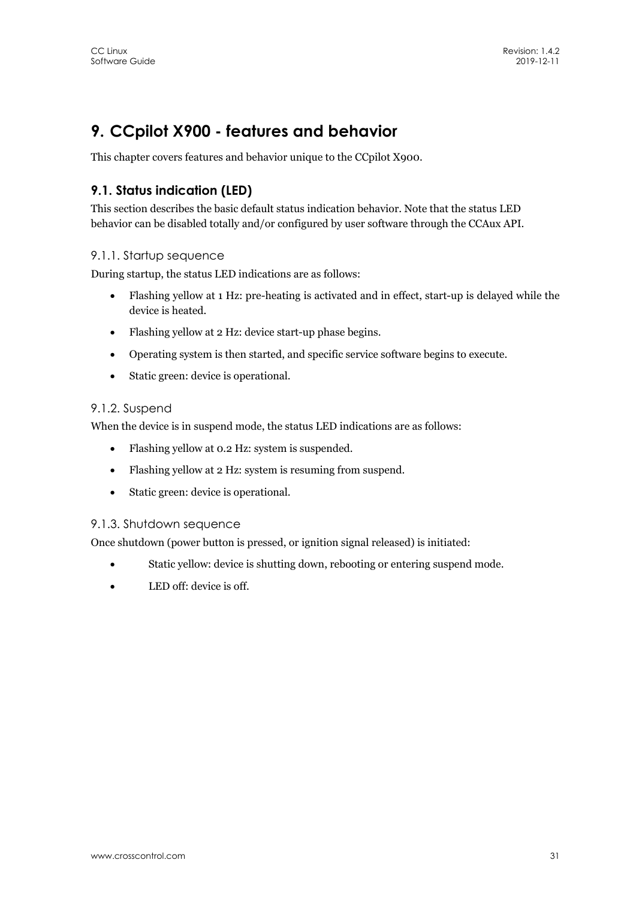# 9. CCpilot X900 - features and behavior

This chapter covers features and behavior unique to the CCpilot X900.

## 9.1. Status indication (LED)

This section describes the basic default status indication behavior. Note that the status LED behavior can be disabled totally and/or configured by user software through the CCAux API.

### 9.1.1. Startup sequence

During startup, the status LED indications are as follows:

- Flashing yellow at 1 Hz: pre-heating is activated and in effect, start-up is delayed while the device is heated.
- Flashing yellow at 2 Hz: device start-up phase begins.
- Operating system is then started, and specific service software begins to execute.
- Static green: device is operational.

### 9.1.2. Suspend

When the device is in suspend mode, the status LED indications are as follows:

- Flashing yellow at 0.2 Hz: system is suspended.
- Flashing yellow at 2 Hz: system is resuming from suspend.
- Static green: device is operational.

### 9.1.3. Shutdown sequence

Once shutdown (power button is pressed, or ignition signal released) is initiated:

- Static yellow: device is shutting down, rebooting or entering suspend mode.
- LED off: device is off.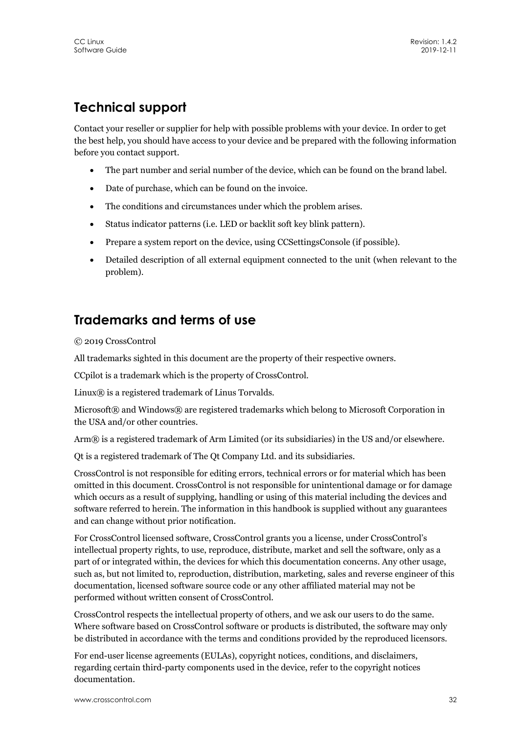## Technical support

Contact your reseller or supplier for help with possible problems with your device. In order to get the best help, you should have access to your device and be prepared with the following information before you contact support.

- The part number and serial number of the device, which can be found on the brand label.
- Date of purchase, which can be found on the invoice.
- The conditions and circumstances under which the problem arises.
- Status indicator patterns (i.e. LED or backlit soft key blink pattern).
- Prepare a system report on the device, using CCSettingsConsole (if possible).
- Detailed description of all external equipment connected to the unit (when relevant to the problem).

## Trademarks and terms of use

© 2019 CrossControl

All trademarks sighted in this document are the property of their respective owners.

CCpilot is a trademark which is the property of CrossControl.

Linux® is a registered trademark of Linus Torvalds.

Microsoft® and Windows® are registered trademarks which belong to Microsoft Corporation in the USA and/or other countries.

Arm® is a registered trademark of Arm Limited (or its subsidiaries) in the US and/or elsewhere.

Qt is a registered trademark of The Qt Company Ltd. and its subsidiaries.

CrossControl is not responsible for editing errors, technical errors or for material which has been omitted in this document. CrossControl is not responsible for unintentional damage or for damage which occurs as a result of supplying, handling or using of this material including the devices and software referred to herein. The information in this handbook is supplied without any guarantees and can change without prior notification.

For CrossControl licensed software, CrossControl grants you a license, under CrossControl's intellectual property rights, to use, reproduce, distribute, market and sell the software, only as a part of or integrated within, the devices for which this documentation concerns. Any other usage, such as, but not limited to, reproduction, distribution, marketing, sales and reverse engineer of this documentation, licensed software source code or any other affiliated material may not be performed without written consent of CrossControl.

CrossControl respects the intellectual property of others, and we ask our users to do the same. Where software based on CrossControl software or products is distributed, the software may only be distributed in accordance with the terms and conditions provided by the reproduced licensors.

For end-user license agreements (EULAs), copyright notices, conditions, and disclaimers, regarding certain third-party components used in the device, refer to the copyright notices documentation.